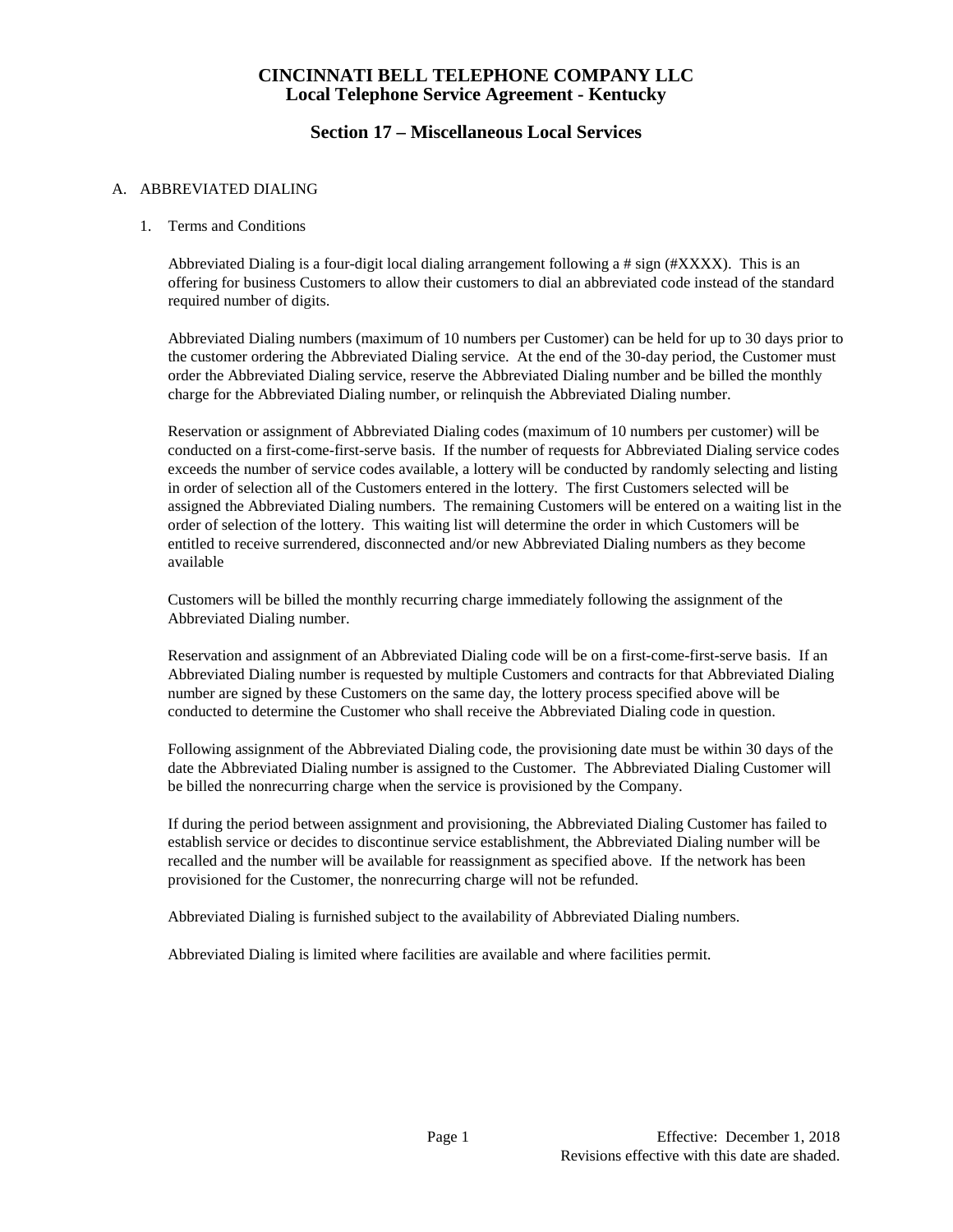# CINCINNATI BELL TELEPHONE COMPANY LLC
# Local Telephone Service Agreement - Kentucky

## Section 17 – Miscellaneous Local Services

A. ABBREVIATED DIALING

1. Terms and Conditions

Abbreviated Dialing is a four-digit local dialing arrangement following a # sign (#XXXX). This is an offering for business Customers to allow their customers to dial an abbreviated code instead of the standard required number of digits.

Abbreviated Dialing numbers (maximum of 10 numbers per Customer) can be held for up to 30 days prior to the customer ordering the Abbreviated Dialing service. At the end of the 30-day period, the Customer must order the Abbreviated Dialing service, reserve the Abbreviated Dialing number and be billed the monthly charge for the Abbreviated Dialing number, or relinquish the Abbreviated Dialing number.

Reservation or assignment of Abbreviated Dialing codes (maximum of 10 numbers per customer) will be conducted on a first-come-first-serve basis. If the number of requests for Abbreviated Dialing service codes exceeds the number of service codes available, a lottery will be conducted by randomly selecting and listing in order of selection all of the Customers entered in the lottery. The first Customers selected will be assigned the Abbreviated Dialing numbers. The remaining Customers will be entered on a waiting list in the order of selection of the lottery. This waiting list will determine the order in which Customers will be entitled to receive surrendered, disconnected and/or new Abbreviated Dialing numbers as they become available

Customers will be billed the monthly recurring charge immediately following the assignment of the Abbreviated Dialing number.

Reservation and assignment of an Abbreviated Dialing code will be on a first-come-first-serve basis. If an Abbreviated Dialing number is requested by multiple Customers and contracts for that Abbreviated Dialing number are signed by these Customers on the same day, the lottery process specified above will be conducted to determine the Customer who shall receive the Abbreviated Dialing code in question.

Following assignment of the Abbreviated Dialing code, the provisioning date must be within 30 days of the date the Abbreviated Dialing number is assigned to the Customer. The Abbreviated Dialing Customer will be billed the nonrecurring charge when the service is provisioned by the Company.

If during the period between assignment and provisioning, the Abbreviated Dialing Customer has failed to establish service or decides to discontinue service establishment, the Abbreviated Dialing number will be recalled and the number will be available for reassignment as specified above. If the network has been provisioned for the Customer, the nonrecurring charge will not be refunded.

Abbreviated Dialing is furnished subject to the availability of Abbreviated Dialing numbers.

Abbreviated Dialing is limited where facilities are available and where facilities permit.

Effective: December 1, 2018
Revisions effective with this date are shaded.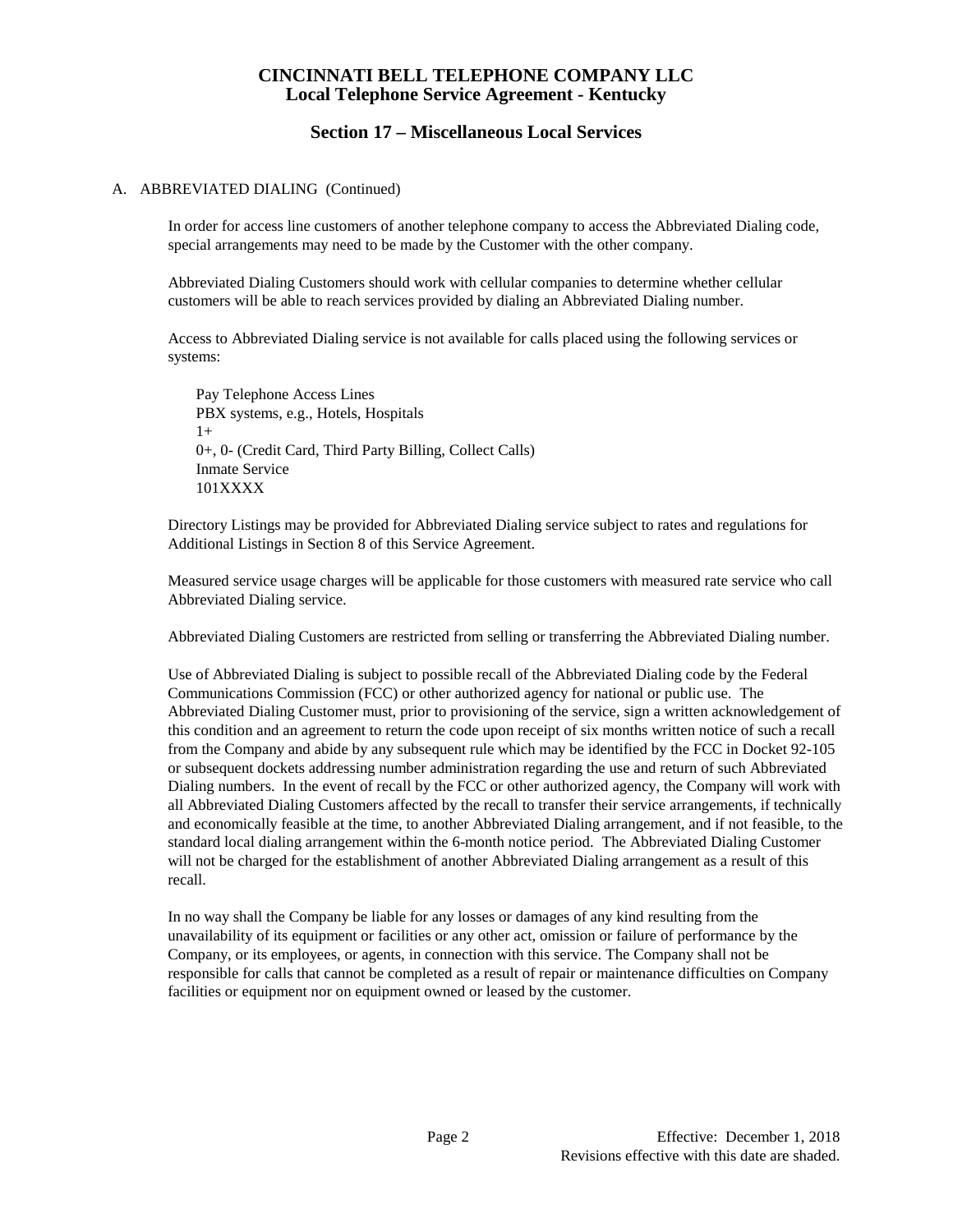# CINCINNATI BELL TELEPHONE COMPANY LLC
## Local Telephone Service Agreement - Kentucky

## Section 17 – Miscellaneous Local Services

A. ABBREVIATED DIALING (Continued)

In order for access line customers of another telephone company to access the Abbreviated Dialing code, special arrangements may need to be made by the Customer with the other company.

Abbreviated Dialing Customers should work with cellular companies to determine whether cellular customers will be able to reach services provided by dialing an Abbreviated Dialing number.

Access to Abbreviated Dialing service is not available for calls placed using the following services or systems:

Pay Telephone Access Lines
PBX systems, e.g., Hotels, Hospitals
1+
0+, 0- (Credit Card, Third Party Billing, Collect Calls)
Inmate Service
101XXXX

Directory Listings may be provided for Abbreviated Dialing service subject to rates and regulations for Additional Listings in Section 8 of this Service Agreement.

Measured service usage charges will be applicable for those customers with measured rate service who call Abbreviated Dialing service.

Abbreviated Dialing Customers are restricted from selling or transferring the Abbreviated Dialing number.

Use of Abbreviated Dialing is subject to possible recall of the Abbreviated Dialing code by the Federal Communications Commission (FCC) or other authorized agency for national or public use. The Abbreviated Dialing Customer must, prior to provisioning of the service, sign a written acknowledgement of this condition and an agreement to return the code upon receipt of six months written notice of such a recall from the Company and abide by any subsequent rule which may be identified by the FCC in Docket 92-105 or subsequent dockets addressing number administration regarding the use and return of such Abbreviated Dialing numbers. In the event of recall by the FCC or other authorized agency, the Company will work with all Abbreviated Dialing Customers affected by the recall to transfer their service arrangements, if technically and economically feasible at the time, to another Abbreviated Dialing arrangement, and if not feasible, to the standard local dialing arrangement within the 6-month notice period. The Abbreviated Dialing Customer will not be charged for the establishment of another Abbreviated Dialing arrangement as a result of this recall.

In no way shall the Company be liable for any losses or damages of any kind resulting from the unavailability of its equipment or facilities or any other act, omission or failure of performance by the Company, or its employees, or agents, in connection with this service. The Company shall not be responsible for calls that cannot be completed as a result of repair or maintenance difficulties on Company facilities or equipment nor on equipment owned or leased by the customer.

Effective: December 1, 2018
Revisions effective with this date are shaded.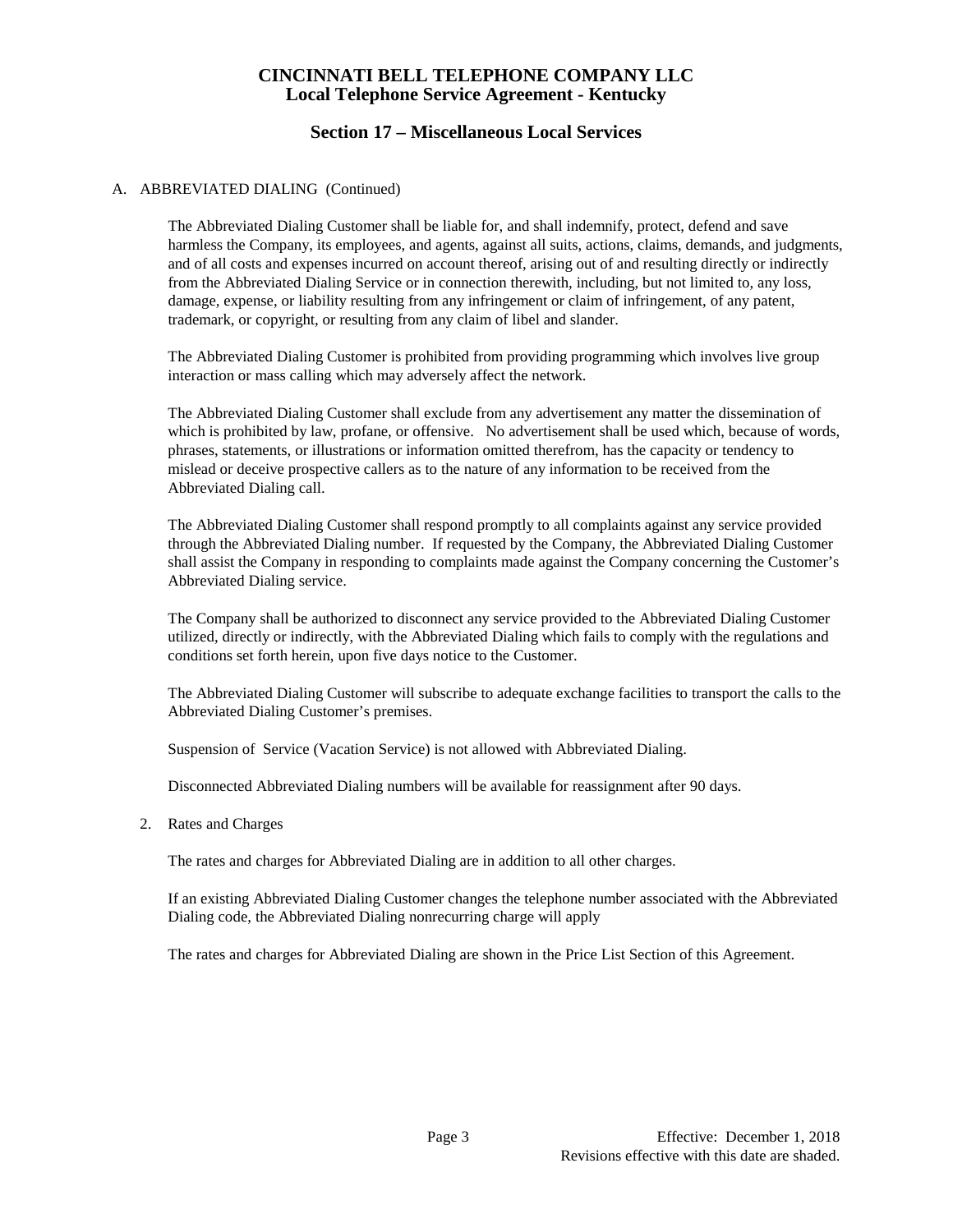# CINCINNATI BELL TELEPHONE COMPANY LLC
## Local Telephone Service Agreement - Kentucky

## Section 17 – Miscellaneous Local Services

A. ABBREVIATED DIALING (Continued)

The Abbreviated Dialing Customer shall be liable for, and shall indemnify, protect, defend and save harmless the Company, its employees, and agents, against all suits, actions, claims, demands, and judgments, and of all costs and expenses incurred on account thereof, arising out of and resulting directly or indirectly from the Abbreviated Dialing Service or in connection therewith, including, but not limited to, any loss, damage, expense, or liability resulting from any infringement or claim of infringement, of any patent, trademark, or copyright, or resulting from any claim of libel and slander.

The Abbreviated Dialing Customer is prohibited from providing programming which involves live group interaction or mass calling which may adversely affect the network.

The Abbreviated Dialing Customer shall exclude from any advertisement any matter the dissemination of which is prohibited by law, profane, or offensive. No advertisement shall be used which, because of words, phrases, statements, or illustrations or information omitted therefrom, has the capacity or tendency to mislead or deceive prospective callers as to the nature of any information to be received from the Abbreviated Dialing call.

The Abbreviated Dialing Customer shall respond promptly to all complaints against any service provided through the Abbreviated Dialing number. If requested by the Company, the Abbreviated Dialing Customer shall assist the Company in responding to complaints made against the Company concerning the Customer's Abbreviated Dialing service.

The Company shall be authorized to disconnect any service provided to the Abbreviated Dialing Customer utilized, directly or indirectly, with the Abbreviated Dialing which fails to comply with the regulations and conditions set forth herein, upon five days notice to the Customer.

The Abbreviated Dialing Customer will subscribe to adequate exchange facilities to transport the calls to the Abbreviated Dialing Customer's premises.

Suspension of Service (Vacation Service) is not allowed with Abbreviated Dialing.

Disconnected Abbreviated Dialing numbers will be available for reassignment after 90 days.

2. Rates and Charges

The rates and charges for Abbreviated Dialing are in addition to all other charges.

If an existing Abbreviated Dialing Customer changes the telephone number associated with the Abbreviated Dialing code, the Abbreviated Dialing nonrecurring charge will apply

The rates and charges for Abbreviated Dialing are shown in the Price List Section of this Agreement.

Effective: December 1, 2018
Revisions effective with this date are shaded.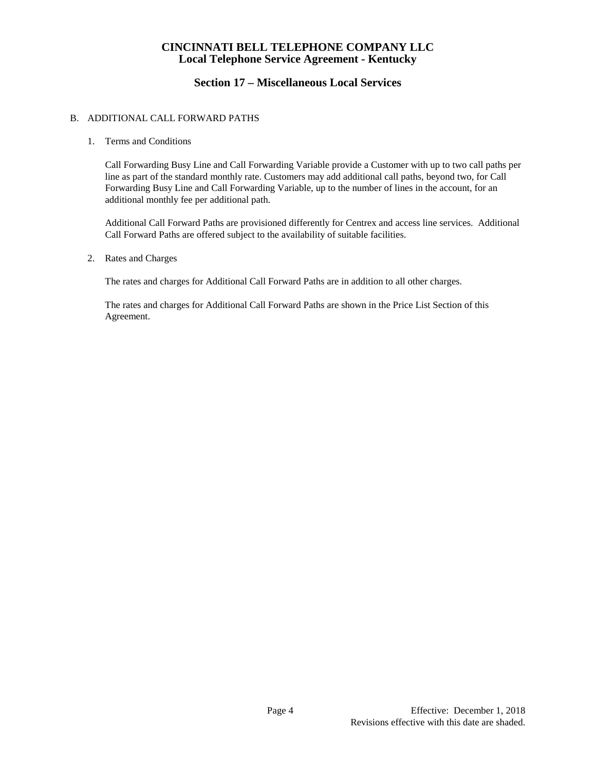## B. ADDITIONAL CALL FORWARD PATHS

1. Terms and Conditions

   Call Forwarding Busy Line and Call Forwarding Variable provide a Customer with up to two call paths per line as part of the standard monthly rate. Customers may add additional call paths, beyond two, for Call Forwarding Busy Line and Call Forwarding Variable, up to the number of lines in the account, for an additional monthly fee per additional path.

   Additional Call Forward Paths are provisioned differently for Centrex and access line services. Additional Call Forward Paths are offered subject to the availability of suitable facilities.

2. Rates and Charges

   The rates and charges for Additional Call Forward Paths are in addition to all other charges.

   The rates and charges for Additional Call Forward Paths are shown in the Price List Section of this Agreement.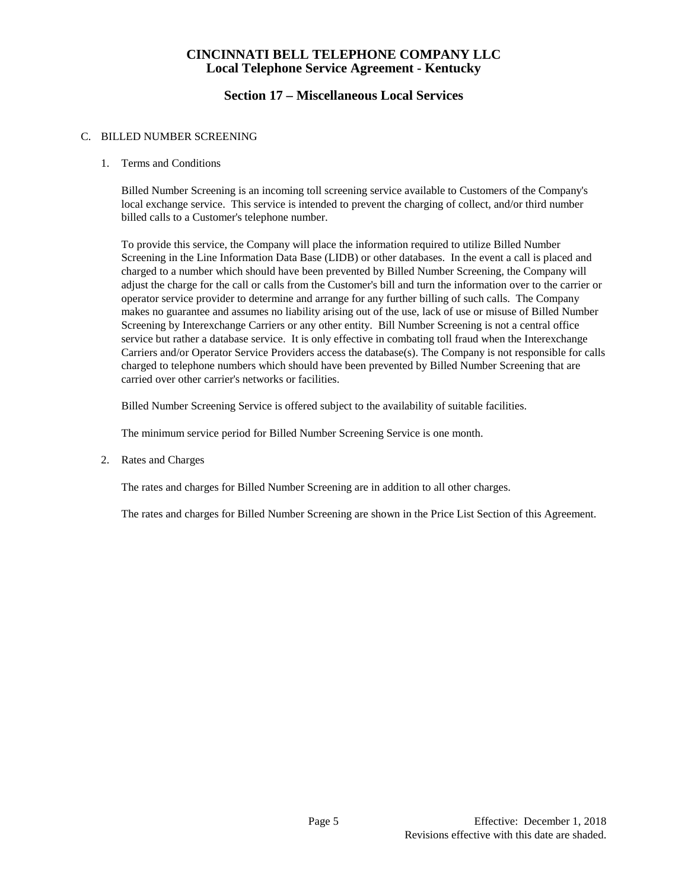## C. BILLED NUMBER SCREENING

### 1. Terms and Conditions

Billed Number Screening is an incoming toll screening service available to Customers of the Company's local exchange service. This service is intended to prevent the charging of collect, and/or third number billed calls to a Customer's telephone number.

To provide this service, the Company will place the information required to utilize Billed Number Screening in the Line Information Data Base (LIDB) or other databases. In the event a call is placed and charged to a number which should have been prevented by Billed Number Screening, the Company will adjust the charge for the call or calls from the Customer's bill and turn the information over to the carrier or operator service provider to determine and arrange for any further billing of such calls. The Company makes no guarantee and assumes no liability arising out of the use, lack of use or misuse of Billed Number Screening by Interexchange Carriers or any other entity. Bill Number Screening is not a central office service but rather a database service. It is only effective in combating toll fraud when the Interexchange Carriers and/or Operator Service Providers access the database(s). The Company is not responsible for calls charged to telephone numbers which should have been prevented by Billed Number Screening that are carried over other carrier's networks or facilities.

Billed Number Screening Service is offered subject to the availability of suitable facilities.

The minimum service period for Billed Number Screening Service is one month.

### 2. Rates and Charges

The rates and charges for Billed Number Screening are in addition to all other charges.

The rates and charges for Billed Number Screening are shown in the Price List Section of this Agreement.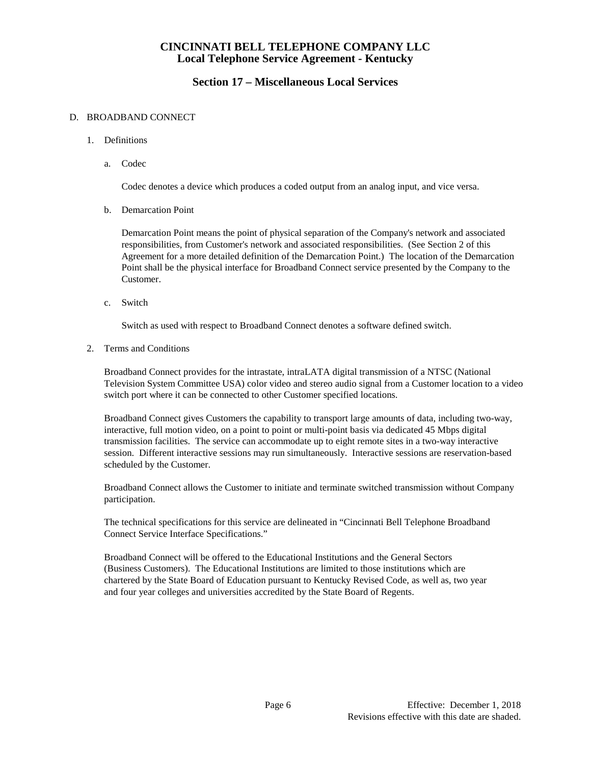# CINCINNATI BELL TELEPHONE COMPANY LLC
## Local Telephone Service Agreement - Kentucky

## Section 17 – Miscellaneous Local Services

D. BROADBAND CONNECT

1. Definitions

   a. Codec

      Codec denotes a device which produces a coded output from an analog input, and vice versa.

   b. Demarcation Point

      Demarcation Point means the point of physical separation of the Company's network and associated responsibilities, from Customer's network and associated responsibilities. (See Section 2 of this Agreement for a more detailed definition of the Demarcation Point.) The location of the Demarcation Point shall be the physical interface for Broadband Connect service presented by the Company to the Customer.

   c. Switch

      Switch as used with respect to Broadband Connect denotes a software defined switch.

2. Terms and Conditions

   Broadband Connect provides for the intrastate, intraLATA digital transmission of a NTSC (National Television System Committee USA) color video and stereo audio signal from a Customer location to a video switch port where it can be connected to other Customer specified locations.

   Broadband Connect gives Customers the capability to transport large amounts of data, including two-way, interactive, full motion video, on a point to point or multi-point basis via dedicated 45 Mbps digital transmission facilities. The service can accommodate up to eight remote sites in a two-way interactive session. Different interactive sessions may run simultaneously. Interactive sessions are reservation-based scheduled by the Customer.

   Broadband Connect allows the Customer to initiate and terminate switched transmission without Company participation.

   The technical specifications for this service are delineated in "Cincinnati Bell Telephone Broadband Connect Service Interface Specifications."

   Broadband Connect will be offered to the Educational Institutions and the General Sectors (Business Customers). The Educational Institutions are limited to those institutions which are chartered by the State Board of Education pursuant to Kentucky Revised Code, as well as, two year and four year colleges and universities accredited by the State Board of Regents.

Effective: December 1, 2018
Revisions effective with this date are shaded.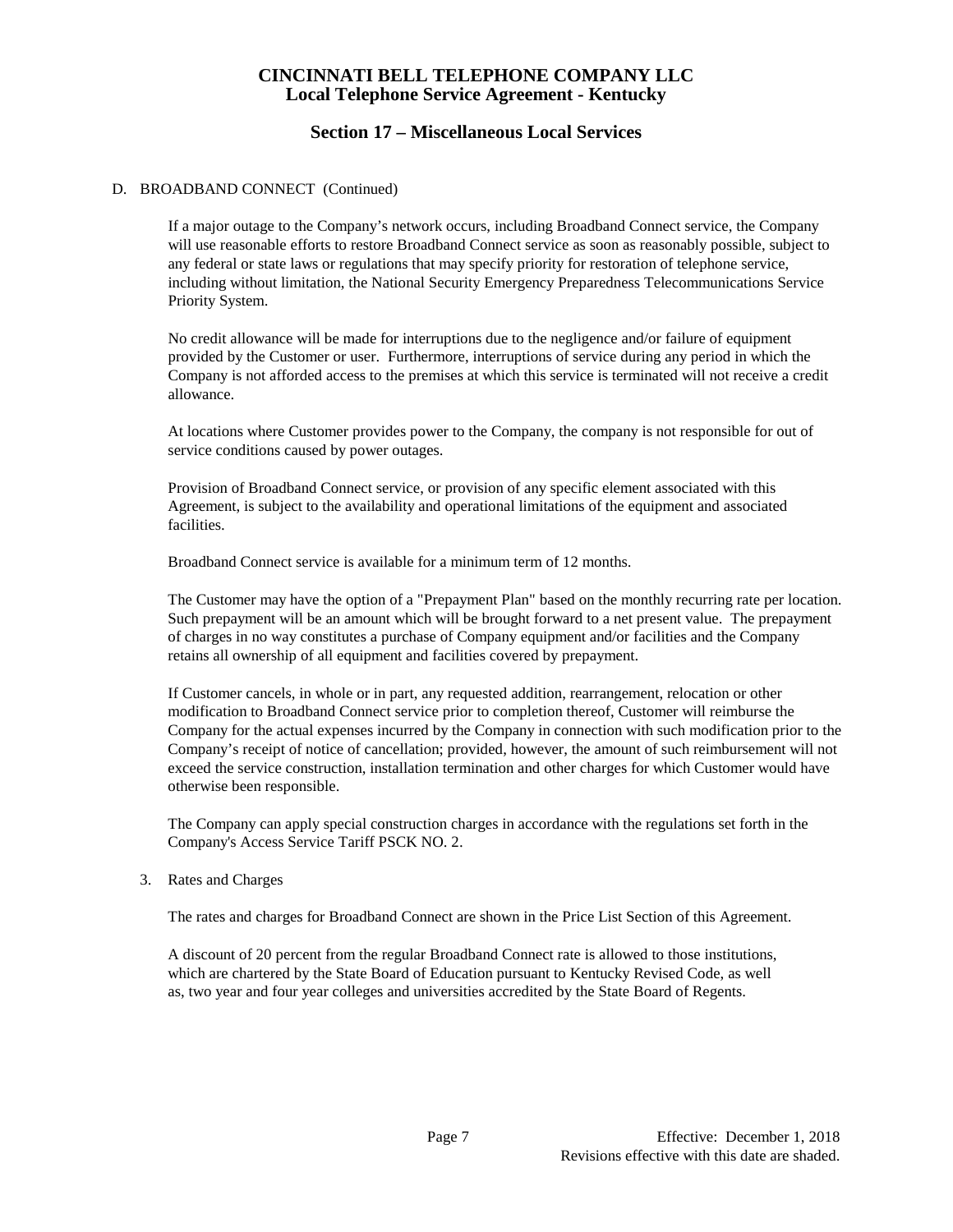# CINCINNATI BELL TELEPHONE COMPANY LLC
## Local Telephone Service Agreement - Kentucky

## Section 17 – Miscellaneous Local Services

D. BROADBAND CONNECT (Continued)

If a major outage to the Company's network occurs, including Broadband Connect service, the Company will use reasonable efforts to restore Broadband Connect service as soon as reasonably possible, subject to any federal or state laws or regulations that may specify priority for restoration of telephone service, including without limitation, the National Security Emergency Preparedness Telecommunications Service Priority System.

No credit allowance will be made for interruptions due to the negligence and/or failure of equipment provided by the Customer or user. Furthermore, interruptions of service during any period in which the Company is not afforded access to the premises at which this service is terminated will not receive a credit allowance.

At locations where Customer provides power to the Company, the company is not responsible for out of service conditions caused by power outages.

Provision of Broadband Connect service, or provision of any specific element associated with this Agreement, is subject to the availability and operational limitations of the equipment and associated facilities.

Broadband Connect service is available for a minimum term of 12 months.

The Customer may have the option of a "Prepayment Plan" based on the monthly recurring rate per location. Such prepayment will be an amount which will be brought forward to a net present value. The prepayment of charges in no way constitutes a purchase of Company equipment and/or facilities and the Company retains all ownership of all equipment and facilities covered by prepayment.

If Customer cancels, in whole or in part, any requested addition, rearrangement, relocation or other modification to Broadband Connect service prior to completion thereof, Customer will reimburse the Company for the actual expenses incurred by the Company in connection with such modification prior to the Company's receipt of notice of cancellation; provided, however, the amount of such reimbursement will not exceed the service construction, installation termination and other charges for which Customer would have otherwise been responsible.

The Company can apply special construction charges in accordance with the regulations set forth in the Company's Access Service Tariff PSCK NO. 2.

3. Rates and Charges

The rates and charges for Broadband Connect are shown in the Price List Section of this Agreement.

A discount of 20 percent from the regular Broadband Connect rate is allowed to those institutions, which are chartered by the State Board of Education pursuant to Kentucky Revised Code, as well as, two year and four year colleges and universities accredited by the State Board of Regents.

Effective: December 1, 2018
Revisions effective with this date are shaded.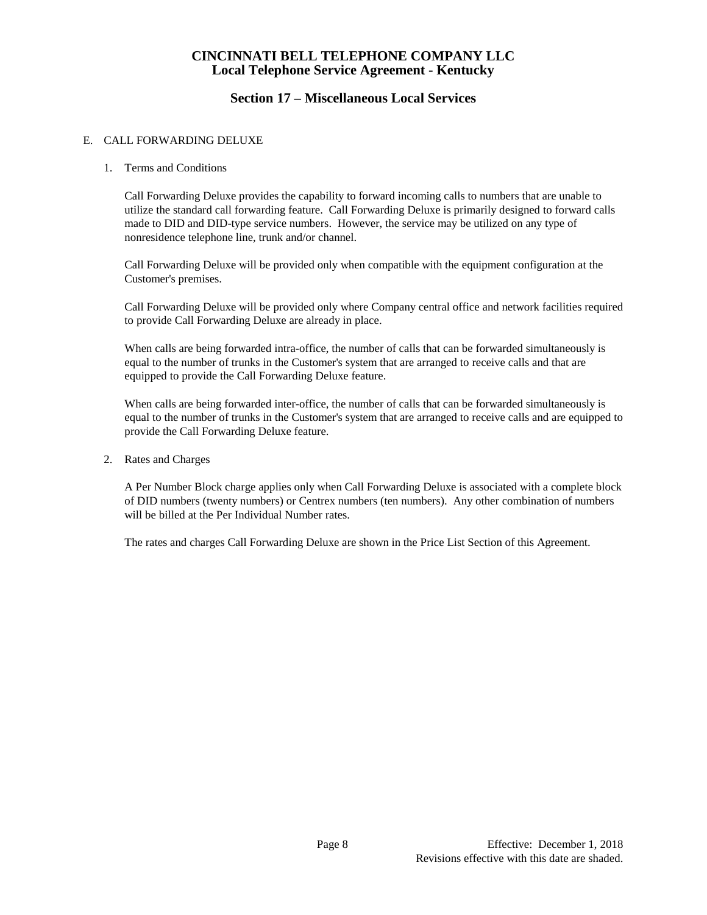# CINCINNATI BELL TELEPHONE COMPANY LLC
## Local Telephone Service Agreement - Kentucky

## Section 17 – Miscellaneous Local Services

E. CALL FORWARDING DELUXE

1. Terms and Conditions

   Call Forwarding Deluxe provides the capability to forward incoming calls to numbers that are unable to utilize the standard call forwarding feature. Call Forwarding Deluxe is primarily designed to forward calls made to DID and DID-type service numbers. However, the service may be utilized on any type of nonresidence telephone line, trunk and/or channel.

   Call Forwarding Deluxe will be provided only when compatible with the equipment configuration at the Customer's premises.

   Call Forwarding Deluxe will be provided only where Company central office and network facilities required to provide Call Forwarding Deluxe are already in place.

   When calls are being forwarded intra-office, the number of calls that can be forwarded simultaneously is equal to the number of trunks in the Customer's system that are arranged to receive calls and that are equipped to provide the Call Forwarding Deluxe feature.

   When calls are being forwarded inter-office, the number of calls that can be forwarded simultaneously is equal to the number of trunks in the Customer's system that are arranged to receive calls and are equipped to provide the Call Forwarding Deluxe feature.

2. Rates and Charges

   A Per Number Block charge applies only when Call Forwarding Deluxe is associated with a complete block of DID numbers (twenty numbers) or Centrex numbers (ten numbers). Any other combination of numbers will be billed at the Per Individual Number rates.

   The rates and charges Call Forwarding Deluxe are shown in the Price List Section of this Agreement.

Effective: December 1, 2018
Revisions effective with this date are shaded.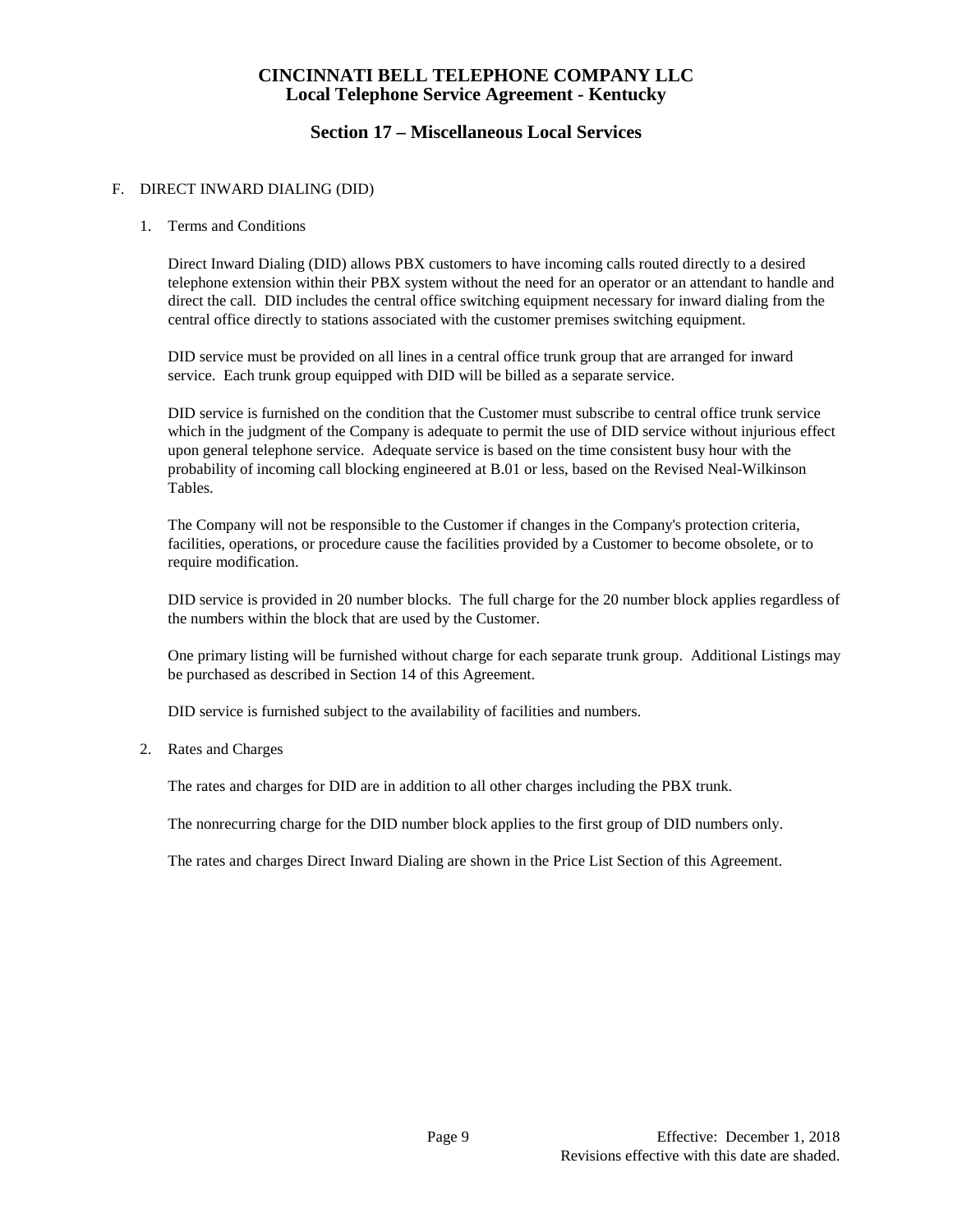## Section 17 – Miscellaneous Local Services

F. DIRECT INWARD DIALING (DID)

1. Terms and Conditions

   Direct Inward Dialing (DID) allows PBX customers to have incoming calls routed directly to a desired telephone extension within their PBX system without the need for an operator or an attendant to handle and direct the call. DID includes the central office switching equipment necessary for inward dialing from the central office directly to stations associated with the customer premises switching equipment.

   DID service must be provided on all lines in a central office trunk group that are arranged for inward service. Each trunk group equipped with DID will be billed as a separate service.

   DID service is furnished on the condition that the Customer must subscribe to central office trunk service which in the judgment of the Company is adequate to permit the use of DID service without injurious effect upon general telephone service. Adequate service is based on the time consistent busy hour with the probability of incoming call blocking engineered at B.01 or less, based on the Revised Neal-Wilkinson Tables.

   The Company will not be responsible to the Customer if changes in the Company's protection criteria, facilities, operations, or procedure cause the facilities provided by a Customer to become obsolete, or to require modification.

   DID service is provided in 20 number blocks. The full charge for the 20 number block applies regardless of the numbers within the block that are used by the Customer.

   One primary listing will be furnished without charge for each separate trunk group. Additional Listings may be purchased as described in Section 14 of this Agreement.

   DID service is furnished subject to the availability of facilities and numbers.

2. Rates and Charges

   The rates and charges for DID are in addition to all other charges including the PBX trunk.

   The nonrecurring charge for the DID number block applies to the first group of DID numbers only.

   The rates and charges Direct Inward Dialing are shown in the Price List Section of this Agreement.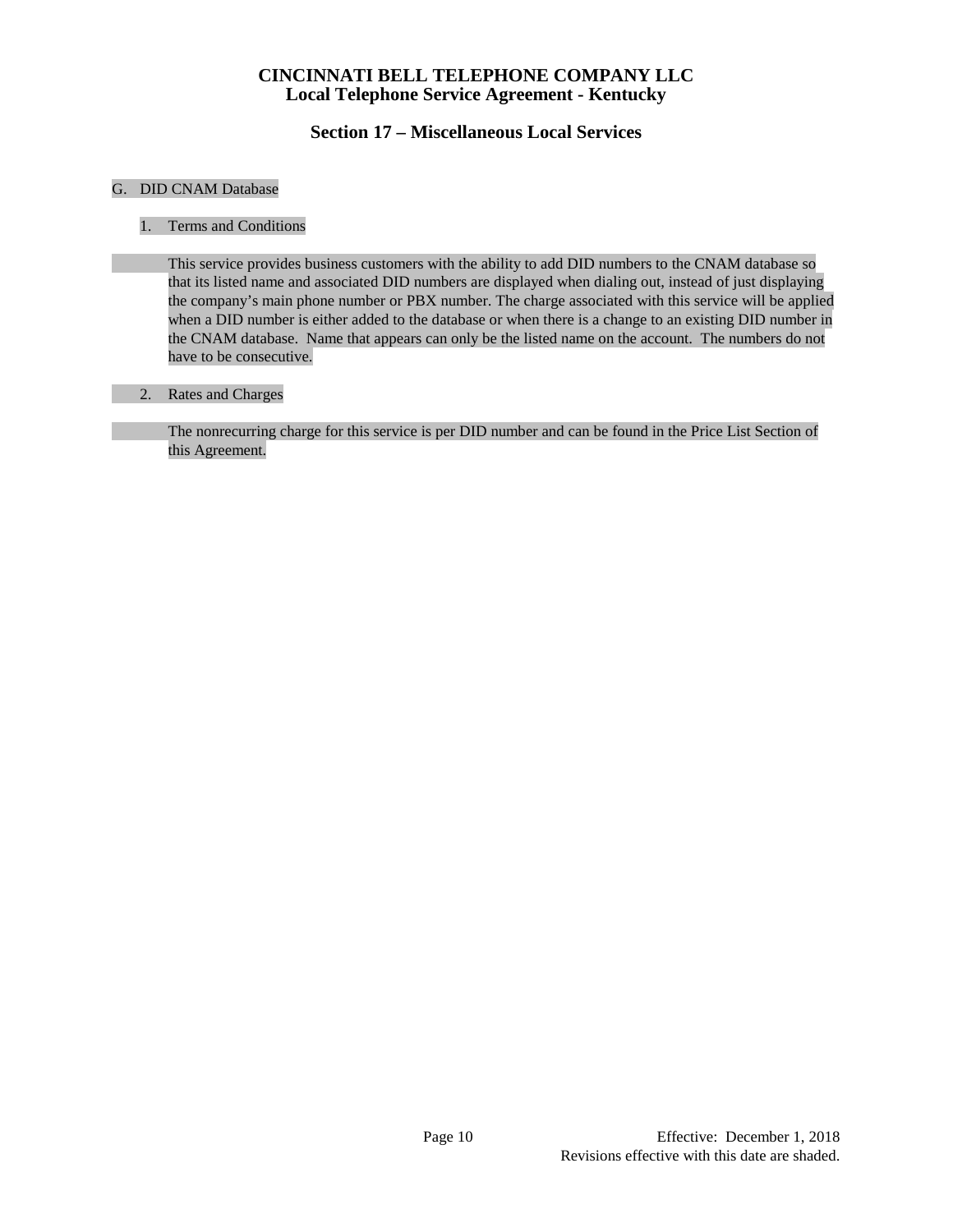# CINCINNATI BELL TELEPHONE COMPANY LLC
## Local Telephone Service Agreement - Kentucky

### Section 17 – Miscellaneous Local Services

G. DID CNAM Database

1. Terms and Conditions

    This service provides business customers with the ability to add DID numbers to the CNAM database so that its listed name and associated DID numbers are displayed when dialing out, instead of just displaying the company's main phone number or PBX number. The charge associated with this service will be applied when a DID number is either added to the database or when there is a change to an existing DID number in the CNAM database. Name that appears can only be the listed name on the account. The numbers do not have to be consecutive.

2. Rates and Charges

    The nonrecurring charge for this service is per DID number and can be found in the Price List Section of this Agreement.

Effective: December 1, 2018
Revisions effective with this date are shaded.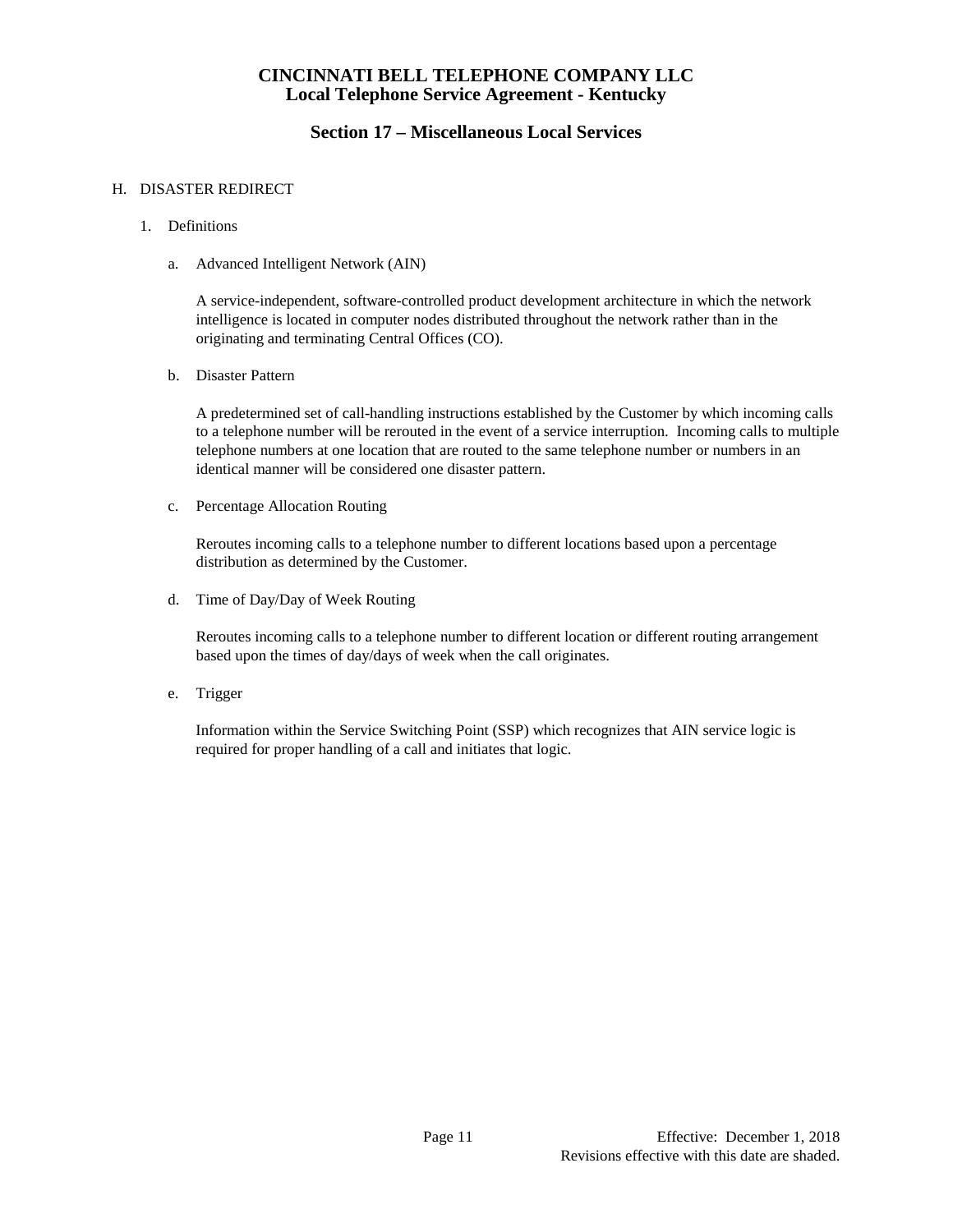## H. DISASTER REDIRECT

1. Definitions

   a. Advanced Intelligent Network (AIN)

      A service-independent, software-controlled product development architecture in which the network intelligence is located in computer nodes distributed throughout the network rather than in the originating and terminating Central Offices (CO).

   b. Disaster Pattern

      A predetermined set of call-handling instructions established by the Customer by which incoming calls to a telephone number will be rerouted in the event of a service interruption. Incoming calls to multiple telephone numbers at one location that are routed to the same telephone number or numbers in an identical manner will be considered one disaster pattern.

   c. Percentage Allocation Routing

      Reroutes incoming calls to a telephone number to different locations based upon a percentage distribution as determined by the Customer.

   d. Time of Day/Day of Week Routing

      Reroutes incoming calls to a telephone number to different location or different routing arrangement based upon the times of day/days of week when the call originates.

   e. Trigger

      Information within the Service Switching Point (SSP) which recognizes that AIN service logic is required for proper handling of a call and initiates that logic.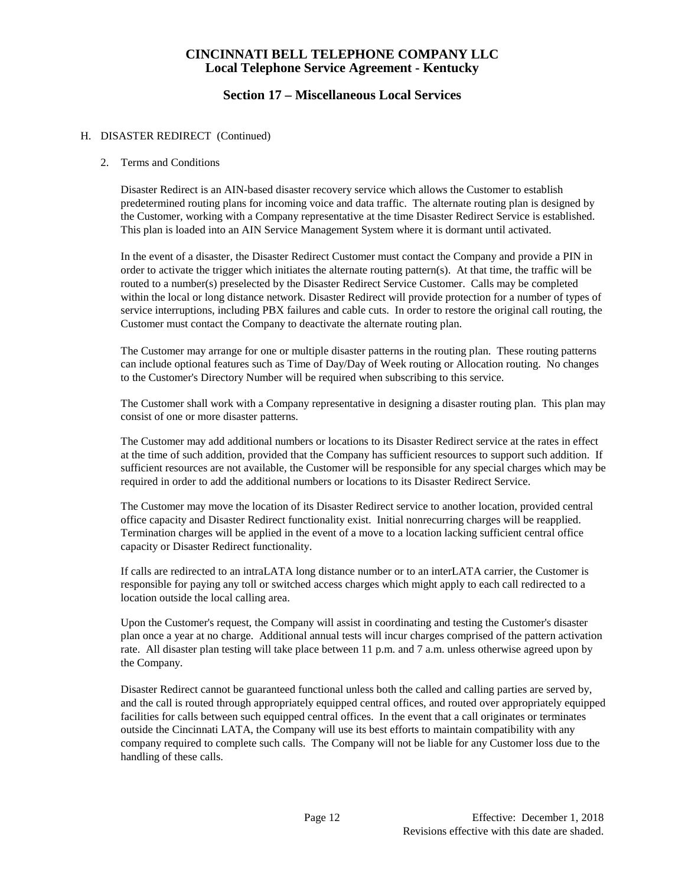# CINCINNATI BELL TELEPHONE COMPANY LLC
## Local Telephone Service Agreement - Kentucky

## Section 17 – Miscellaneous Local Services

H. DISASTER REDIRECT (Continued)

2. Terms and Conditions

   Disaster Redirect is an AIN-based disaster recovery service which allows the Customer to establish predetermined routing plans for incoming voice and data traffic. The alternate routing plan is designed by the Customer, working with a Company representative at the time Disaster Redirect Service is established. This plan is loaded into an AIN Service Management System where it is dormant until activated.

   In the event of a disaster, the Disaster Redirect Customer must contact the Company and provide a PIN in order to activate the trigger which initiates the alternate routing pattern(s). At that time, the traffic will be routed to a number(s) preselected by the Disaster Redirect Service Customer. Calls may be completed within the local or long distance network. Disaster Redirect will provide protection for a number of types of service interruptions, including PBX failures and cable cuts. In order to restore the original call routing, the Customer must contact the Company to deactivate the alternate routing plan.

   The Customer may arrange for one or multiple disaster patterns in the routing plan. These routing patterns can include optional features such as Time of Day/Day of Week routing or Allocation routing. No changes to the Customer's Directory Number will be required when subscribing to this service.

   The Customer shall work with a Company representative in designing a disaster routing plan. This plan may consist of one or more disaster patterns.

   The Customer may add additional numbers or locations to its Disaster Redirect service at the rates in effect at the time of such addition, provided that the Company has sufficient resources to support such addition. If sufficient resources are not available, the Customer will be responsible for any special charges which may be required in order to add the additional numbers or locations to its Disaster Redirect Service.

   The Customer may move the location of its Disaster Redirect service to another location, provided central office capacity and Disaster Redirect functionality exist. Initial nonrecurring charges will be reapplied. Termination charges will be applied in the event of a move to a location lacking sufficient central office capacity or Disaster Redirect functionality.

   If calls are redirected to an intraLATA long distance number or to an interLATA carrier, the Customer is responsible for paying any toll or switched access charges which might apply to each call redirected to a location outside the local calling area.

   Upon the Customer's request, the Company will assist in coordinating and testing the Customer's disaster plan once a year at no charge. Additional annual tests will incur charges comprised of the pattern activation rate. All disaster plan testing will take place between 11 p.m. and 7 a.m. unless otherwise agreed upon by the Company.

   Disaster Redirect cannot be guaranteed functional unless both the called and calling parties are served by, and the call is routed through appropriately equipped central offices, and routed over appropriately equipped facilities for calls between such equipped central offices. In the event that a call originates or terminates outside the Cincinnati LATA, the Company will use its best efforts to maintain compatibility with any company required to complete such calls. The Company will not be liable for any Customer loss due to the handling of these calls.

Effective: December 1, 2018
Revisions effective with this date are shaded.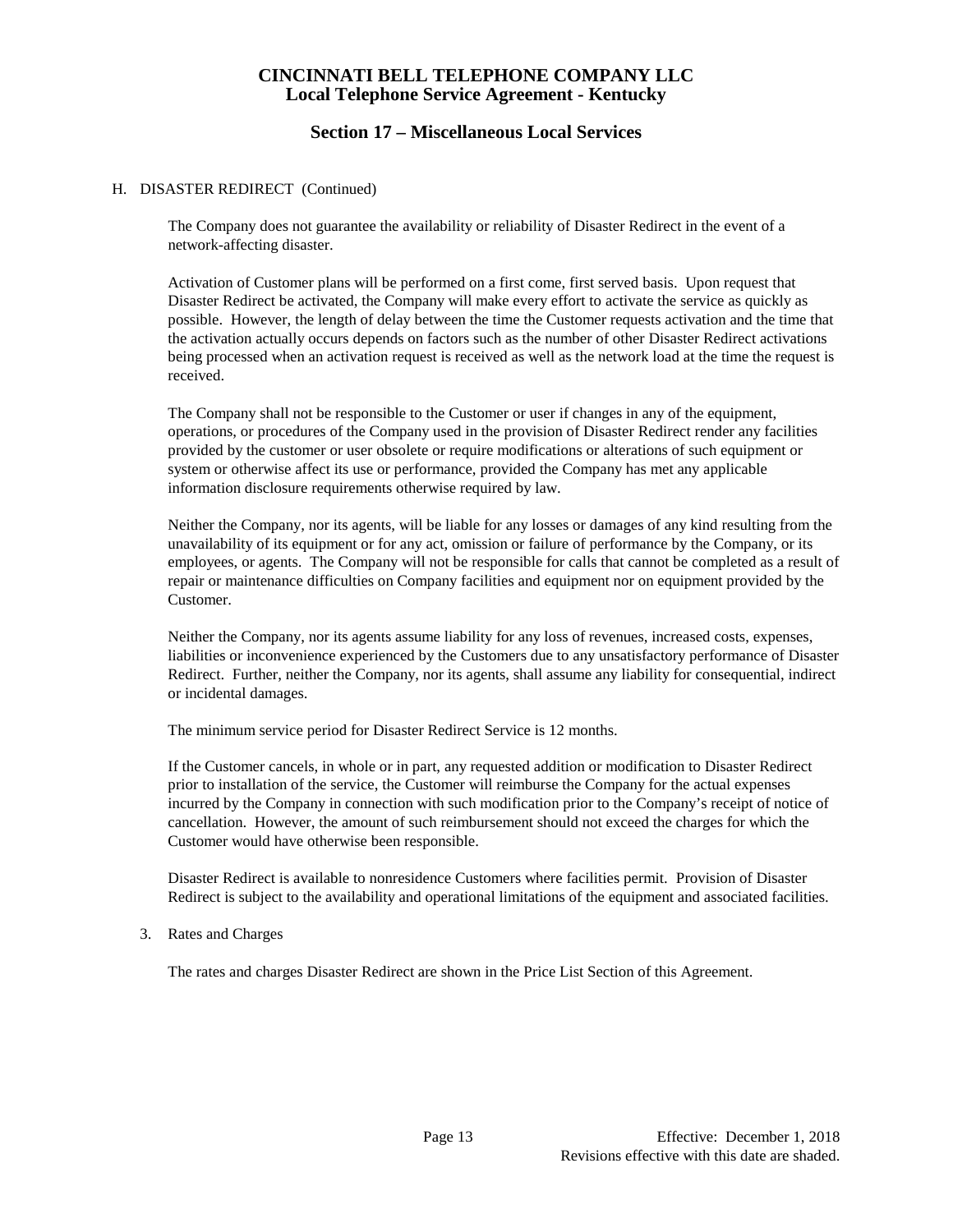H. DISASTER REDIRECT (Continued)

The Company does not guarantee the availability or reliability of Disaster Redirect in the event of a network-affecting disaster.

Activation of Customer plans will be performed on a first come, first served basis. Upon request that Disaster Redirect be activated, the Company will make every effort to activate the service as quickly as possible. However, the length of delay between the time the Customer requests activation and the time that the activation actually occurs depends on factors such as the number of other Disaster Redirect activations being processed when an activation request is received as well as the network load at the time the request is received.

The Company shall not be responsible to the Customer or user if changes in any of the equipment, operations, or procedures of the Company used in the provision of Disaster Redirect render any facilities provided by the customer or user obsolete or require modifications or alterations of such equipment or system or otherwise affect its use or performance, provided the Company has met any applicable information disclosure requirements otherwise required by law.

Neither the Company, nor its agents, will be liable for any losses or damages of any kind resulting from the unavailability of its equipment or for any act, omission or failure of performance by the Company, or its employees, or agents. The Company will not be responsible for calls that cannot be completed as a result of repair or maintenance difficulties on Company facilities and equipment nor on equipment provided by the Customer.

Neither the Company, nor its agents assume liability for any loss of revenues, increased costs, expenses, liabilities or inconvenience experienced by the Customers due to any unsatisfactory performance of Disaster Redirect. Further, neither the Company, nor its agents, shall assume any liability for consequential, indirect or incidental damages.

The minimum service period for Disaster Redirect Service is 12 months.

If the Customer cancels, in whole or in part, any requested addition or modification to Disaster Redirect prior to installation of the service, the Customer will reimburse the Company for the actual expenses incurred by the Company in connection with such modification prior to the Company's receipt of notice of cancellation. However, the amount of such reimbursement should not exceed the charges for which the Customer would have otherwise been responsible.

Disaster Redirect is available to nonresidence Customers where facilities permit. Provision of Disaster Redirect is subject to the availability and operational limitations of the equipment and associated facilities.

3. Rates and Charges

The rates and charges Disaster Redirect are shown in the Price List Section of this Agreement.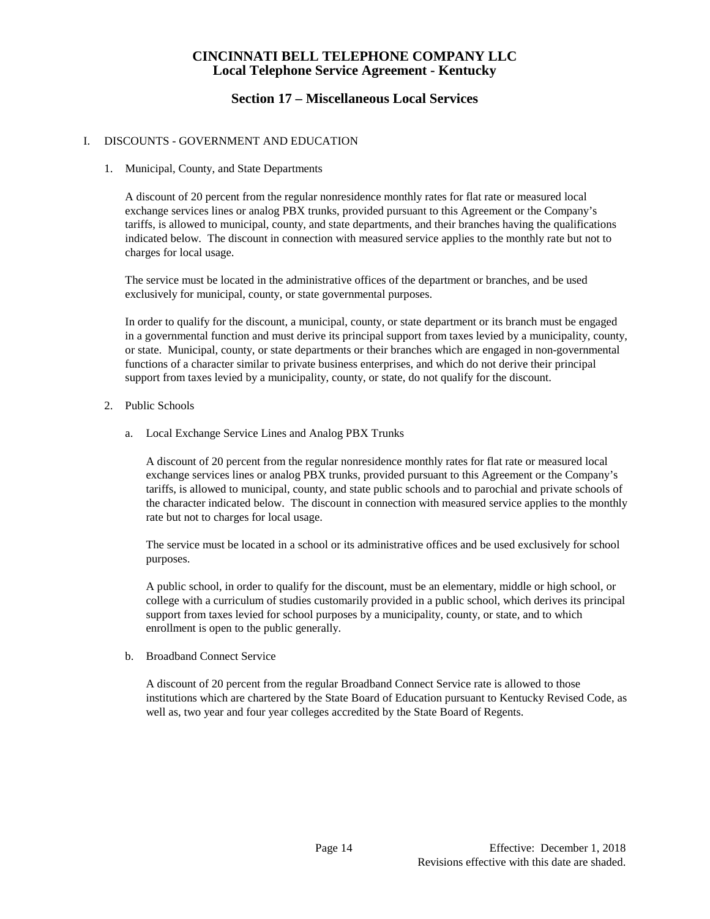# CINCINNATI BELL TELEPHONE COMPANY LLC
## Local Telephone Service Agreement - Kentucky

## Section 17 – Miscellaneous Local Services

I. DISCOUNTS - GOVERNMENT AND EDUCATION

1. Municipal, County, and State Departments

   A discount of 20 percent from the regular nonresidence monthly rates for flat rate or measured local exchange services lines or analog PBX trunks, provided pursuant to this Agreement or the Company's tariffs, is allowed to municipal, county, and state departments, and their branches having the qualifications indicated below. The discount in connection with measured service applies to the monthly rate but not to charges for local usage.

   The service must be located in the administrative offices of the department or branches, and be used exclusively for municipal, county, or state governmental purposes.

   In order to qualify for the discount, a municipal, county, or state department or its branch must be engaged in a governmental function and must derive its principal support from taxes levied by a municipality, county, or state. Municipal, county, or state departments or their branches which are engaged in non-governmental functions of a character similar to private business enterprises, and which do not derive their principal support from taxes levied by a municipality, county, or state, do not qualify for the discount.

2. Public Schools

   a. Local Exchange Service Lines and Analog PBX Trunks

      A discount of 20 percent from the regular nonresidence monthly rates for flat rate or measured local exchange services lines or analog PBX trunks, provided pursuant to this Agreement or the Company's tariffs, is allowed to municipal, county, and state public schools and to parochial and private schools of the character indicated below. The discount in connection with measured service applies to the monthly rate but not to charges for local usage.

      The service must be located in a school or its administrative offices and be used exclusively for school purposes.

      A public school, in order to qualify for the discount, must be an elementary, middle or high school, or college with a curriculum of studies customarily provided in a public school, which derives its principal support from taxes levied for school purposes by a municipality, county, or state, and to which enrollment is open to the public generally.

   b. Broadband Connect Service

      A discount of 20 percent from the regular Broadband Connect Service rate is allowed to those institutions which are chartered by the State Board of Education pursuant to Kentucky Revised Code, as well as, two year and four year colleges accredited by the State Board of Regents.

Effective: December 1, 2018
Revisions effective with this date are shaded.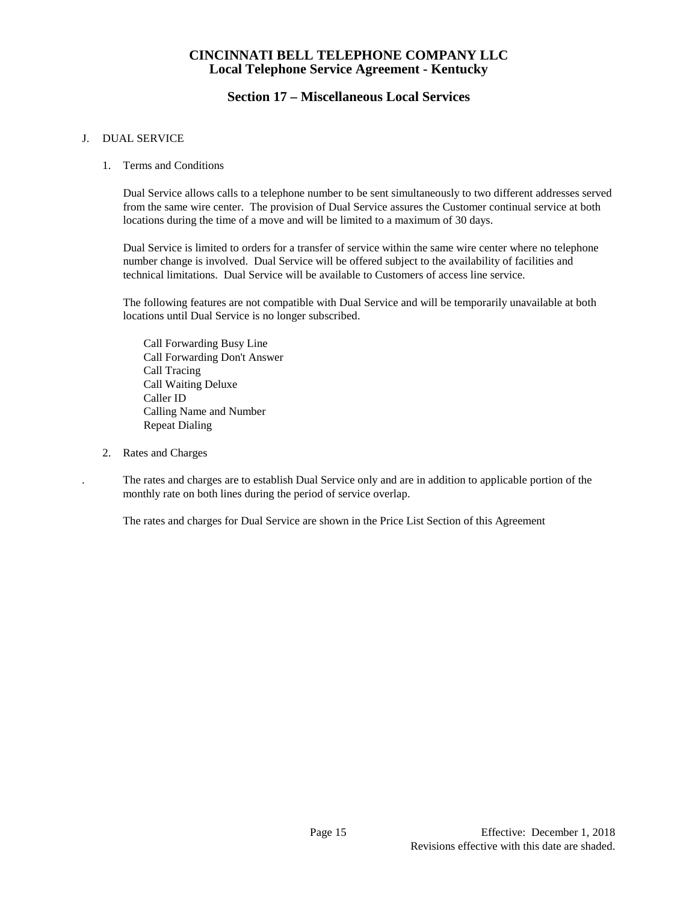# CINCINNATI BELL TELEPHONE COMPANY LLC
## Local Telephone Service Agreement - Kentucky

## Section 17 – Miscellaneous Local Services

J. DUAL SERVICE

1. Terms and Conditions

   Dual Service allows calls to a telephone number to be sent simultaneously to two different addresses served from the same wire center. The provision of Dual Service assures the Customer continual service at both locations during the time of a move and will be limited to a maximum of 30 days.

   Dual Service is limited to orders for a transfer of service within the same wire center where no telephone number change is involved. Dual Service will be offered subject to the availability of facilities and technical limitations. Dual Service will be available to Customers of access line service.

   The following features are not compatible with Dual Service and will be temporarily unavailable at both locations until Dual Service is no longer subscribed.

   Call Forwarding Busy Line
   Call Forwarding Don't Answer
   Call Tracing
   Call Waiting Deluxe
   Caller ID
   Calling Name and Number
   Repeat Dialing

2. Rates and Charges

   . The rates and charges are to establish Dual Service only and are in addition to applicable portion of the monthly rate on both lines during the period of service overlap.

   The rates and charges for Dual Service are shown in the Price List Section of this Agreement

Effective: December 1, 2018
Revisions effective with this date are shaded.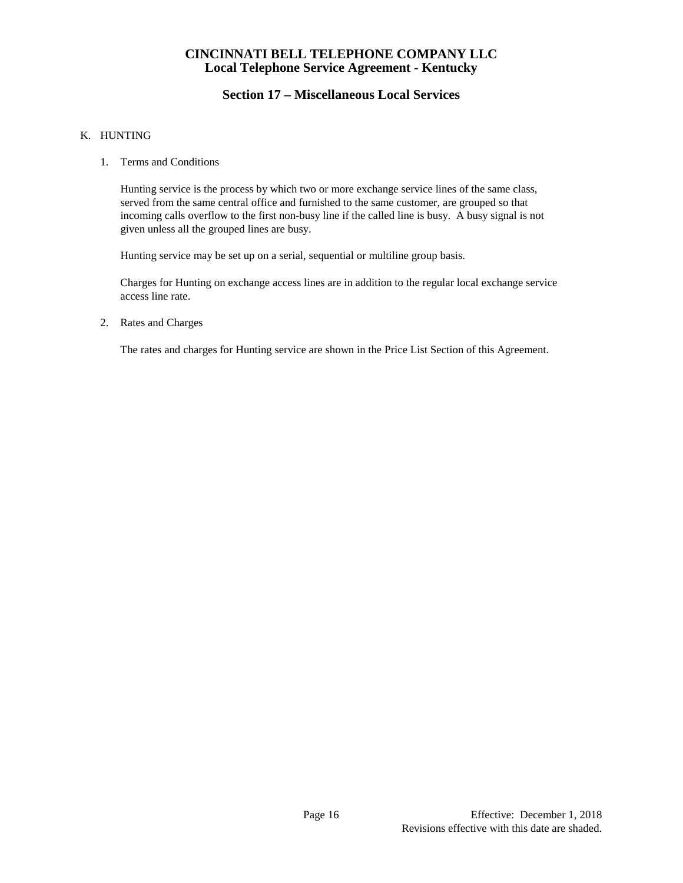## K. HUNTING

1. Terms and Conditions

   Hunting service is the process by which two or more exchange service lines of the same class, served from the same central office and furnished to the same customer, are grouped so that incoming calls overflow to the first non-busy line if the called line is busy. A busy signal is not given unless all the grouped lines are busy.

   Hunting service may be set up on a serial, sequential or multiline group basis.

   Charges for Hunting on exchange access lines are in addition to the regular local exchange service access line rate.

2. Rates and Charges

   The rates and charges for Hunting service are shown in the Price List Section of this Agreement.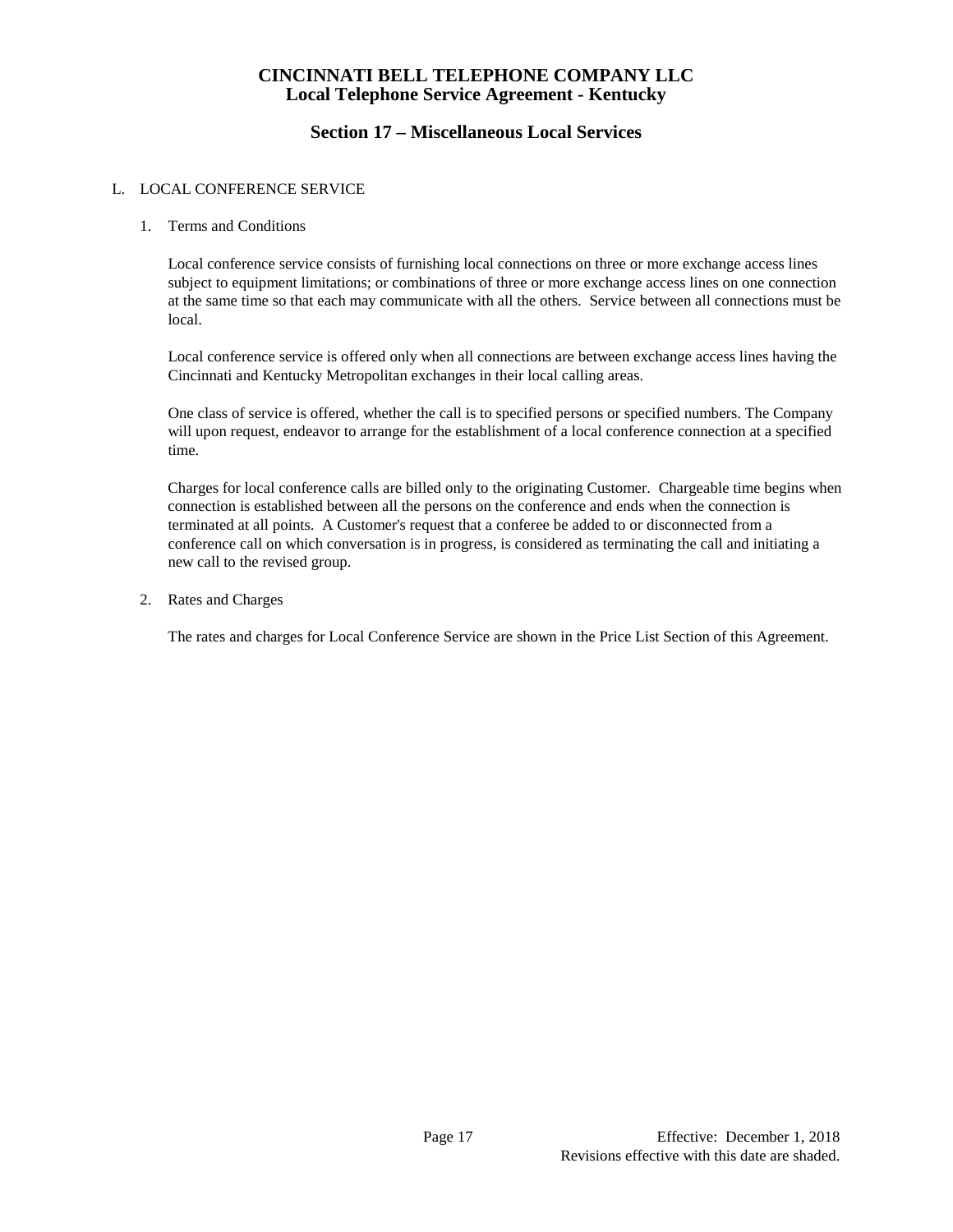# CINCINNATI BELL TELEPHONE COMPANY LLC
## Local Telephone Service Agreement - Kentucky

## Section 17 – Miscellaneous Local Services

L. LOCAL CONFERENCE SERVICE

1. Terms and Conditions

   Local conference service consists of furnishing local connections on three or more exchange access lines subject to equipment limitations; or combinations of three or more exchange access lines on one connection at the same time so that each may communicate with all the others. Service between all connections must be local.

   Local conference service is offered only when all connections are between exchange access lines having the Cincinnati and Kentucky Metropolitan exchanges in their local calling areas.

   One class of service is offered, whether the call is to specified persons or specified numbers. The Company will upon request, endeavor to arrange for the establishment of a local conference connection at a specified time.

   Charges for local conference calls are billed only to the originating Customer. Chargeable time begins when connection is established between all the persons on the conference and ends when the connection is terminated at all points. A Customer's request that a conferee be added to or disconnected from a conference call on which conversation is in progress, is considered as terminating the call and initiating a new call to the revised group.

2. Rates and Charges

   The rates and charges for Local Conference Service are shown in the Price List Section of this Agreement.

Effective: December 1, 2018
Revisions effective with this date are shaded.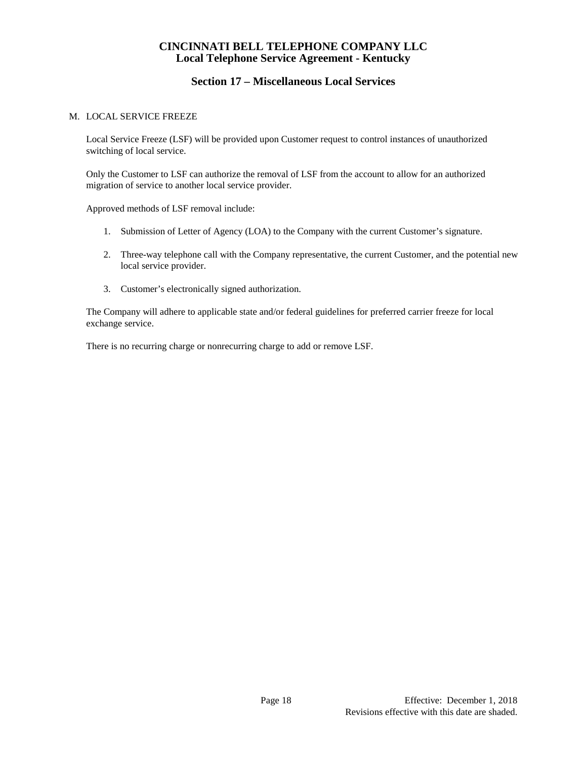## M. LOCAL SERVICE FREEZE

Local Service Freeze (LSF) will be provided upon Customer request to control instances of unauthorized switching of local service.

Only the Customer to LSF can authorize the removal of LSF from the account to allow for an authorized migration of service to another local service provider.

Approved methods of LSF removal include:

1. Submission of Letter of Agency (LOA) to the Company with the current Customer's signature.
2. Three-way telephone call with the Company representative, the current Customer, and the potential new local service provider.
3. Customer's electronically signed authorization.

The Company will adhere to applicable state and/or federal guidelines for preferred carrier freeze for local exchange service.

There is no recurring charge or nonrecurring charge to add or remove LSF.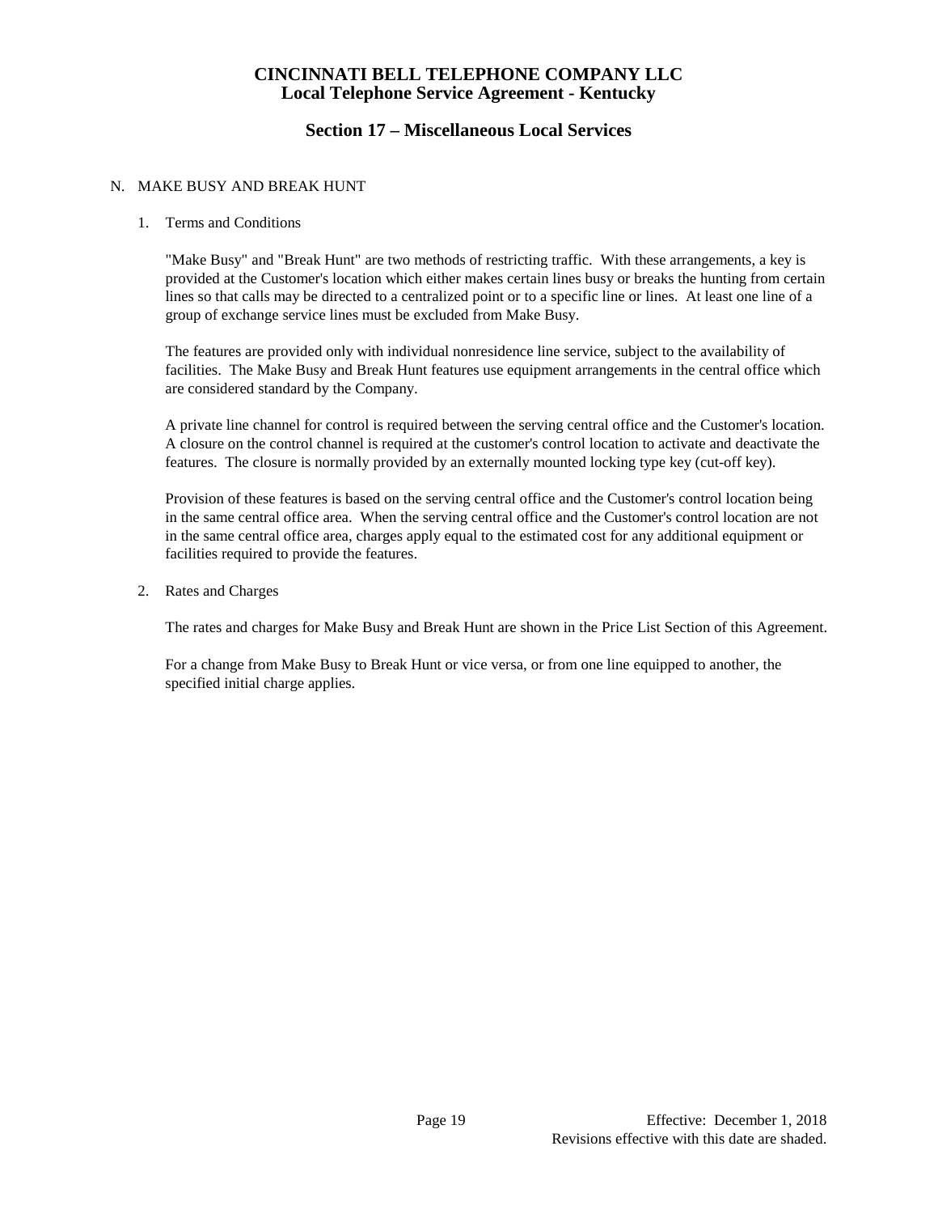# CINCINNATI BELL TELEPHONE COMPANY LLC
## Local Telephone Service Agreement - Kentucky

## Section 17 – Miscellaneous Local Services

N. MAKE BUSY AND BREAK HUNT

1. Terms and Conditions

   "Make Busy" and "Break Hunt" are two methods of restricting traffic. With these arrangements, a key is provided at the Customer's location which either makes certain lines busy or breaks the hunting from certain lines so that calls may be directed to a centralized point or to a specific line or lines. At least one line of a group of exchange service lines must be excluded from Make Busy.

   The features are provided only with individual nonresidence line service, subject to the availability of facilities. The Make Busy and Break Hunt features use equipment arrangements in the central office which are considered standard by the Company.

   A private line channel for control is required between the serving central office and the Customer's location. A closure on the control channel is required at the customer's control location to activate and deactivate the features. The closure is normally provided by an externally mounted locking type key (cut-off key).

   Provision of these features is based on the serving central office and the Customer's control location being in the same central office area. When the serving central office and the Customer's control location are not in the same central office area, charges apply equal to the estimated cost for any additional equipment or facilities required to provide the features.

2. Rates and Charges

   The rates and charges for Make Busy and Break Hunt are shown in the Price List Section of this Agreement.

   For a change from Make Busy to Break Hunt or vice versa, or from one line equipped to another, the specified initial charge applies.

Effective: December 1, 2018
Revisions effective with this date are shaded.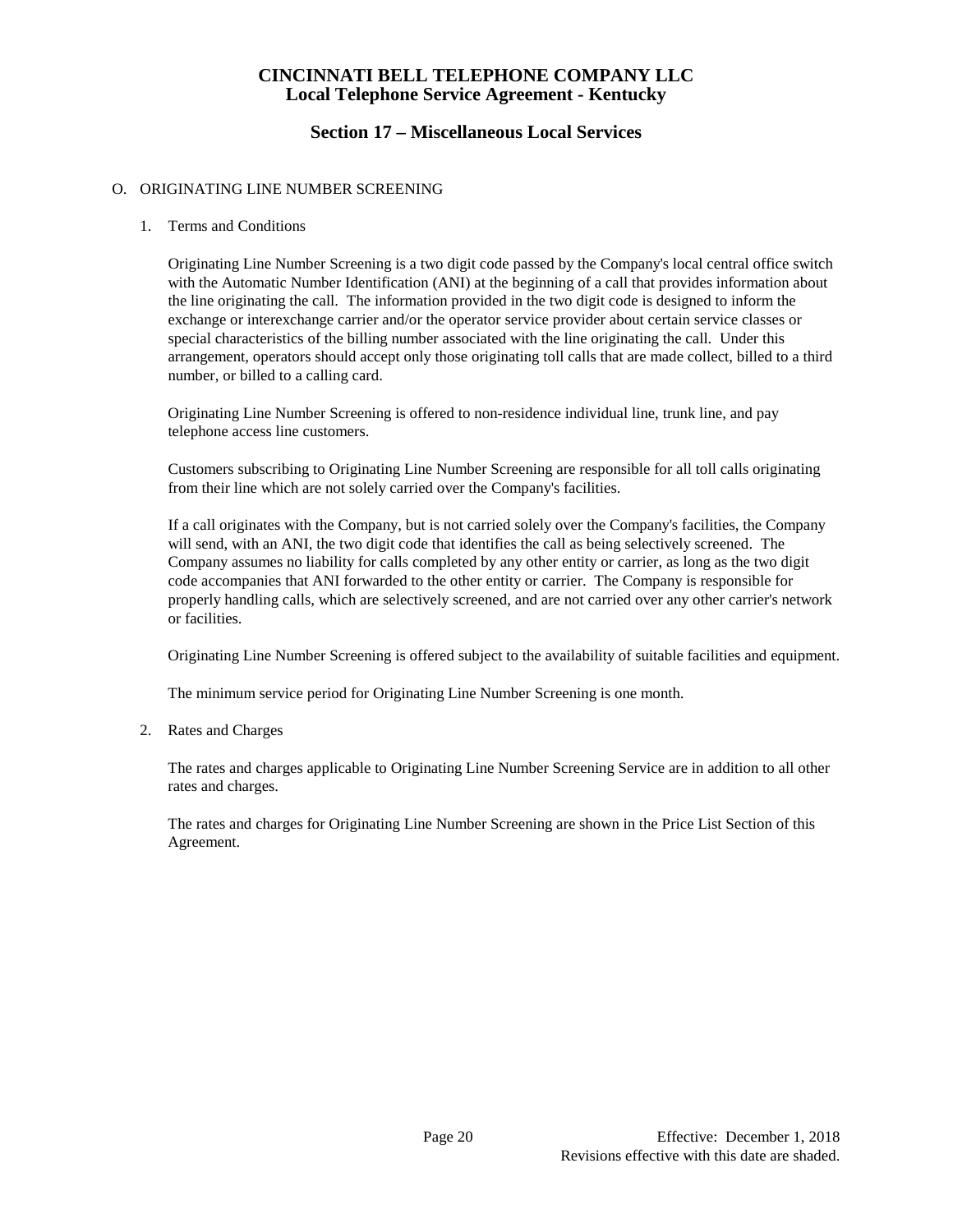# CINCINNATI BELL TELEPHONE COMPANY LLC
## Local Telephone Service Agreement - Kentucky

## Section 17 – Miscellaneous Local Services

O. ORIGINATING LINE NUMBER SCREENING

1. Terms and Conditions

   Originating Line Number Screening is a two digit code passed by the Company's local central office switch with the Automatic Number Identification (ANI) at the beginning of a call that provides information about the line originating the call. The information provided in the two digit code is designed to inform the exchange or interexchange carrier and/or the operator service provider about certain service classes or special characteristics of the billing number associated with the line originating the call. Under this arrangement, operators should accept only those originating toll calls that are made collect, billed to a third number, or billed to a calling card.

   Originating Line Number Screening is offered to non-residence individual line, trunk line, and pay telephone access line customers.

   Customers subscribing to Originating Line Number Screening are responsible for all toll calls originating from their line which are not solely carried over the Company's facilities.

   If a call originates with the Company, but is not carried solely over the Company's facilities, the Company will send, with an ANI, the two digit code that identifies the call as being selectively screened. The Company assumes no liability for calls completed by any other entity or carrier, as long as the two digit code accompanies that ANI forwarded to the other entity or carrier. The Company is responsible for properly handling calls, which are selectively screened, and are not carried over any other carrier's network or facilities.

   Originating Line Number Screening is offered subject to the availability of suitable facilities and equipment.

   The minimum service period for Originating Line Number Screening is one month.

2. Rates and Charges

   The rates and charges applicable to Originating Line Number Screening Service are in addition to all other rates and charges.

   The rates and charges for Originating Line Number Screening are shown in the Price List Section of this Agreement.

Effective: December 1, 2018
Revisions effective with this date are shaded.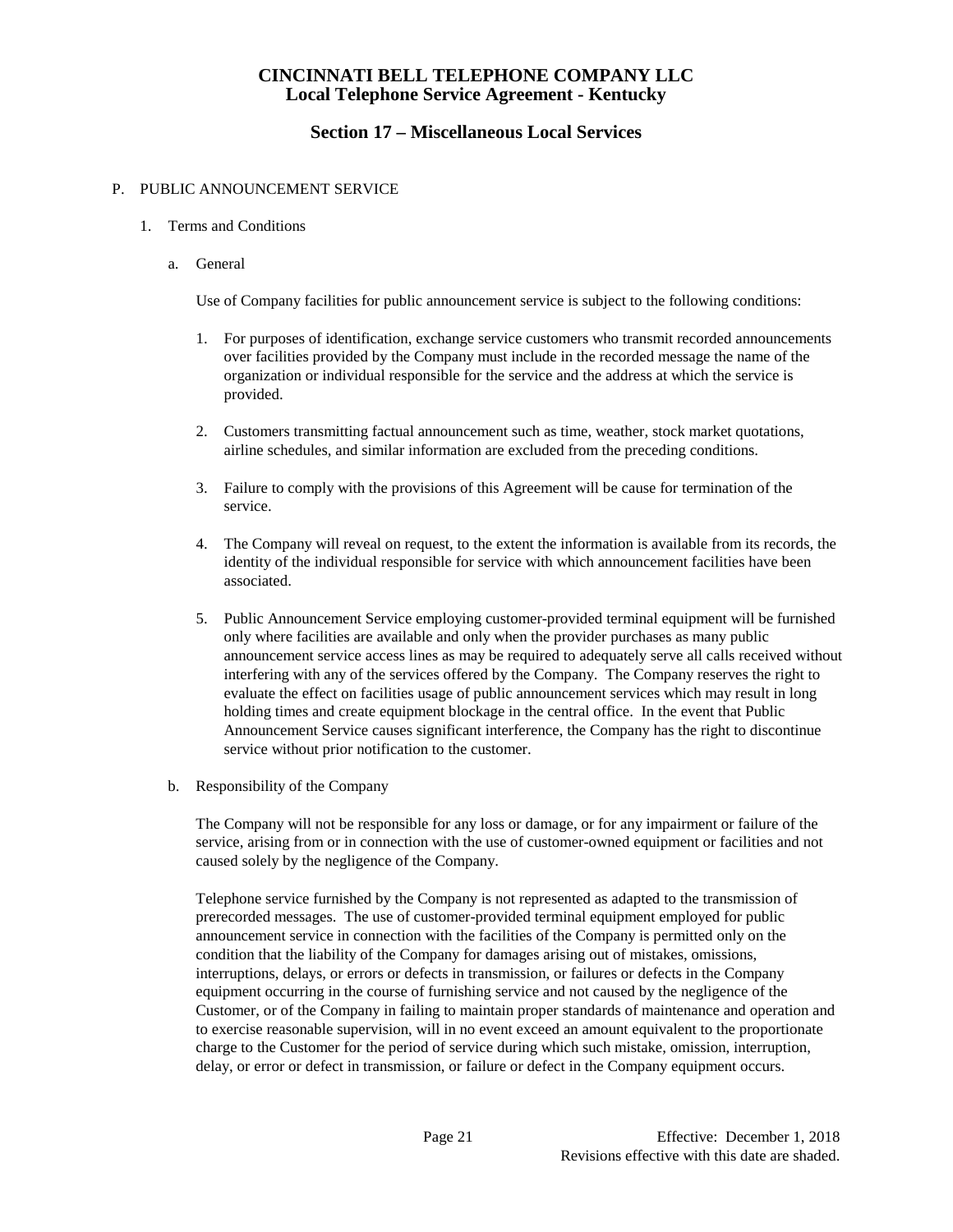# CINCINNATI BELL TELEPHONE COMPANY LLC
## Local Telephone Service Agreement - Kentucky

## Section 17 – Miscellaneous Local Services

P. PUBLIC ANNOUNCEMENT SERVICE

1. Terms and Conditions

   a. General

   Use of Company facilities for public announcement service is subject to the following conditions:

   1. For purposes of identification, exchange service customers who transmit recorded announcements over facilities provided by the Company must include in the recorded message the name of the organization or individual responsible for the service and the address at which the service is provided.

   2. Customers transmitting factual announcement such as time, weather, stock market quotations, airline schedules, and similar information are excluded from the preceding conditions.

   3. Failure to comply with the provisions of this Agreement will be cause for termination of the service.

   4. The Company will reveal on request, to the extent the information is available from its records, the identity of the individual responsible for service with which announcement facilities have been associated.

   5. Public Announcement Service employing customer-provided terminal equipment will be furnished only where facilities are available and only when the provider purchases as many public announcement service access lines as may be required to adequately serve all calls received without interfering with any of the services offered by the Company. The Company reserves the right to evaluate the effect on facilities usage of public announcement services which may result in long holding times and create equipment blockage in the central office. In the event that Public Announcement Service causes significant interference, the Company has the right to discontinue service without prior notification to the customer.

   b. Responsibility of the Company

   The Company will not be responsible for any loss or damage, or for any impairment or failure of the service, arising from or in connection with the use of customer-owned equipment or facilities and not caused solely by the negligence of the Company.

   Telephone service furnished by the Company is not represented as adapted to the transmission of prerecorded messages. The use of customer-provided terminal equipment employed for public announcement service in connection with the facilities of the Company is permitted only on the condition that the liability of the Company for damages arising out of mistakes, omissions, interruptions, delays, or errors or defects in transmission, or failures or defects in the Company equipment occurring in the course of furnishing service and not caused by the negligence of the Customer, or of the Company in failing to maintain proper standards of maintenance and operation and to exercise reasonable supervision, will in no event exceed an amount equivalent to the proportionate charge to the Customer for the period of service during which such mistake, omission, interruption, delay, or error or defect in transmission, or failure or defect in the Company equipment occurs.

Effective: December 1, 2018
Revisions effective with this date are shaded.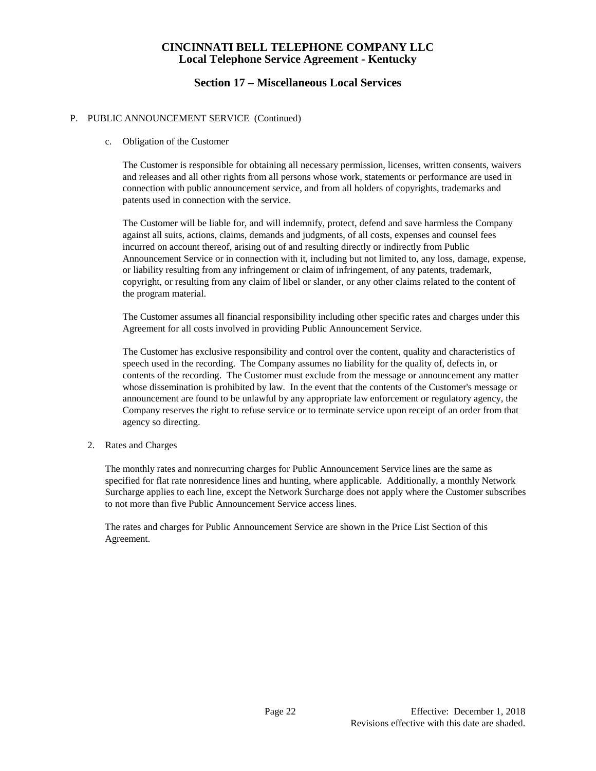## P. PUBLIC ANNOUNCEMENT SERVICE (Continued)

c. Obligation of the Customer

The Customer is responsible for obtaining all necessary permission, licenses, written consents, waivers and releases and all other rights from all persons whose work, statements or performance are used in connection with public announcement service, and from all holders of copyrights, trademarks and patents used in connection with the service.

The Customer will be liable for, and will indemnify, protect, defend and save harmless the Company against all suits, actions, claims, demands and judgments, of all costs, expenses and counsel fees incurred on account thereof, arising out of and resulting directly or indirectly from Public Announcement Service or in connection with it, including but not limited to, any loss, damage, expense, or liability resulting from any infringement or claim of infringement, of any patents, trademark, copyright, or resulting from any claim of libel or slander, or any other claims related to the content of the program material.

The Customer assumes all financial responsibility including other specific rates and charges under this Agreement for all costs involved in providing Public Announcement Service.

The Customer has exclusive responsibility and control over the content, quality and characteristics of speech used in the recording. The Company assumes no liability for the quality of, defects in, or contents of the recording. The Customer must exclude from the message or announcement any matter whose dissemination is prohibited by law. In the event that the contents of the Customer's message or announcement are found to be unlawful by any appropriate law enforcement or regulatory agency, the Company reserves the right to refuse service or to terminate service upon receipt of an order from that agency so directing.

2. Rates and Charges

The monthly rates and nonrecurring charges for Public Announcement Service lines are the same as specified for flat rate nonresidence lines and hunting, where applicable. Additionally, a monthly Network Surcharge applies to each line, except the Network Surcharge does not apply where the Customer subscribes to not more than five Public Announcement Service access lines.

The rates and charges for Public Announcement Service are shown in the Price List Section of this Agreement.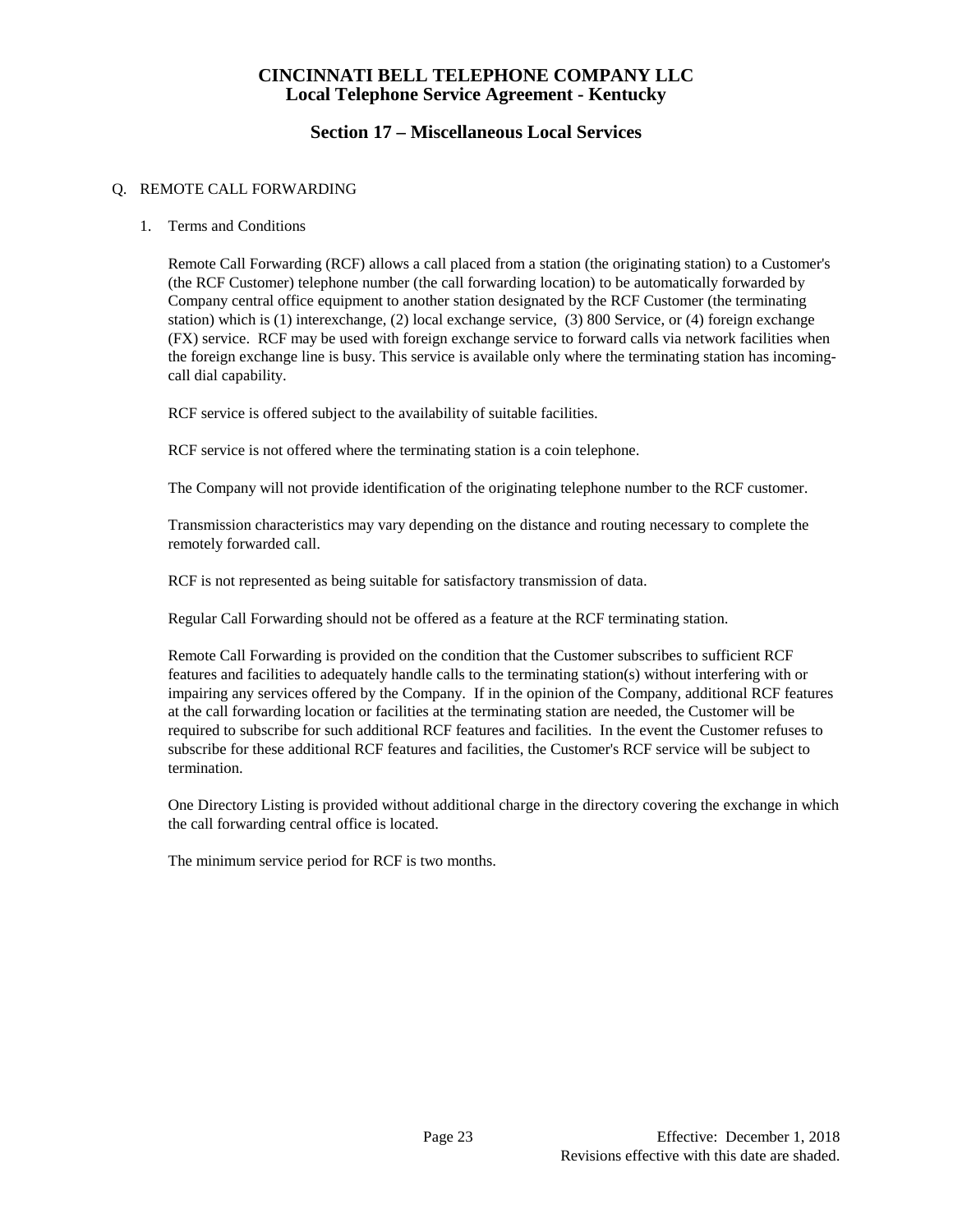## Q. REMOTE CALL FORWARDING

### 1. Terms and Conditions

Remote Call Forwarding (RCF) allows a call placed from a station (the originating station) to a Customer's (the RCF Customer) telephone number (the call forwarding location) to be automatically forwarded by Company central office equipment to another station designated by the RCF Customer (the terminating station) which is (1) interexchange, (2) local exchange service, (3) 800 Service, or (4) foreign exchange (FX) service. RCF may be used with foreign exchange service to forward calls via network facilities when the foreign exchange line is busy. This service is available only where the terminating station has incoming-call dial capability.

RCF service is offered subject to the availability of suitable facilities.

RCF service is not offered where the terminating station is a coin telephone.

The Company will not provide identification of the originating telephone number to the RCF customer.

Transmission characteristics may vary depending on the distance and routing necessary to complete the remotely forwarded call.

RCF is not represented as being suitable for satisfactory transmission of data.

Regular Call Forwarding should not be offered as a feature at the RCF terminating station.

Remote Call Forwarding is provided on the condition that the Customer subscribes to sufficient RCF features and facilities to adequately handle calls to the terminating station(s) without interfering with or impairing any services offered by the Company. If in the opinion of the Company, additional RCF features at the call forwarding location or facilities at the terminating station are needed, the Customer will be required to subscribe for such additional RCF features and facilities. In the event the Customer refuses to subscribe for these additional RCF features and facilities, the Customer's RCF service will be subject to termination.

One Directory Listing is provided without additional charge in the directory covering the exchange in which the call forwarding central office is located.

The minimum service period for RCF is two months.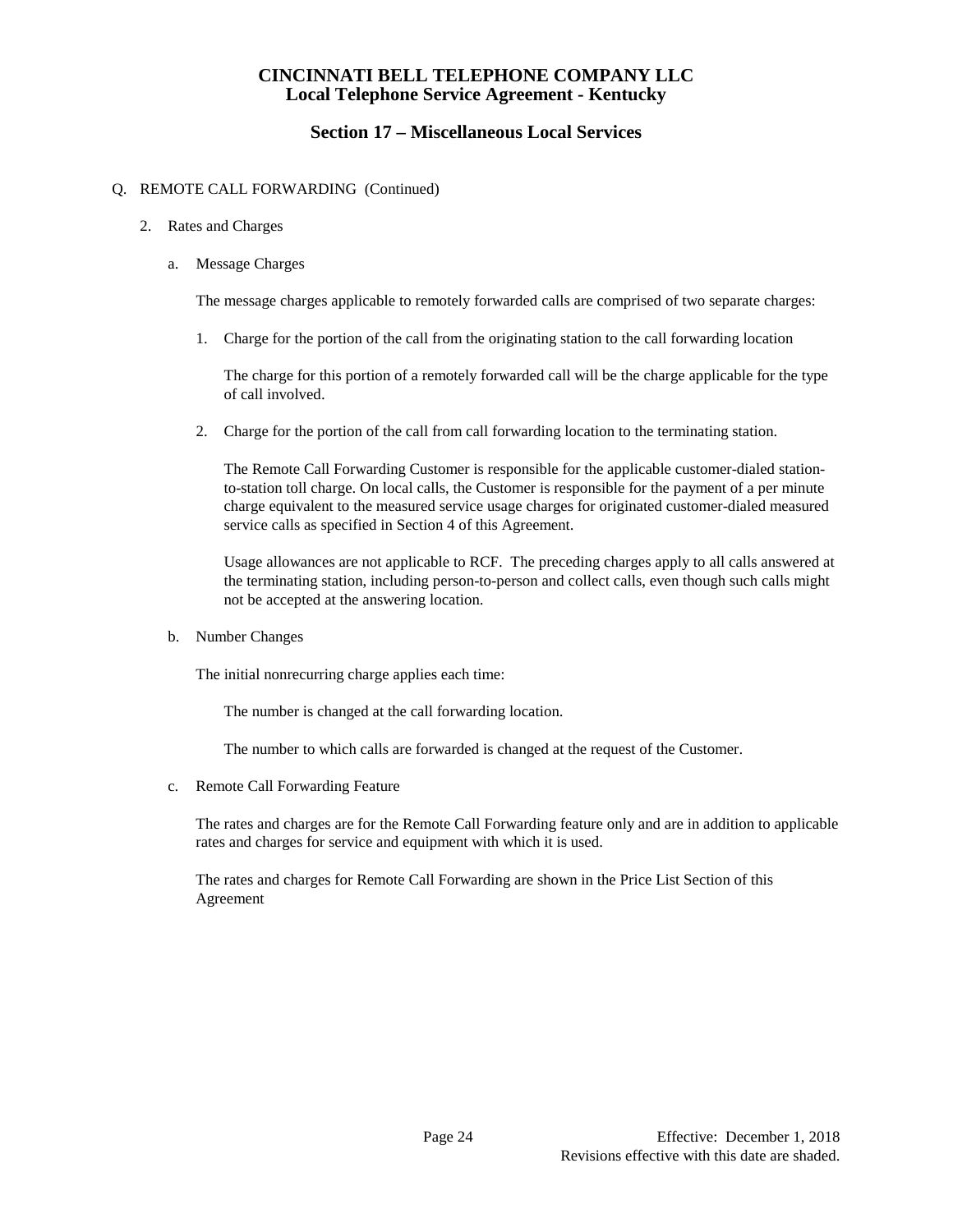# CINCINNATI BELL TELEPHONE COMPANY LLC
## Local Telephone Service Agreement - Kentucky

## Section 17 – Miscellaneous Local Services

Q. REMOTE CALL FORWARDING (Continued)

2. Rates and Charges

   a. Message Charges

      The message charges applicable to remotely forwarded calls are comprised of two separate charges:

      1. Charge for the portion of the call from the originating station to the call forwarding location

         The charge for this portion of a remotely forwarded call will be the charge applicable for the type of call involved.

      2. Charge for the portion of the call from call forwarding location to the terminating station.

         The Remote Call Forwarding Customer is responsible for the applicable customer-dialed station-to-station toll charge. On local calls, the Customer is responsible for the payment of a per minute charge equivalent to the measured service usage charges for originated customer-dialed measured service calls as specified in Section 4 of this Agreement.

         Usage allowances are not applicable to RCF. The preceding charges apply to all calls answered at the terminating station, including person-to-person and collect calls, even though such calls might not be accepted at the answering location.

   b. Number Changes

      The initial nonrecurring charge applies each time:

         The number is changed at the call forwarding location.

         The number to which calls are forwarded is changed at the request of the Customer.

   c. Remote Call Forwarding Feature

      The rates and charges are for the Remote Call Forwarding feature only and are in addition to applicable rates and charges for service and equipment with which it is used.

      The rates and charges for Remote Call Forwarding are shown in the Price List Section of this Agreement

Effective: December 1, 2018
Revisions effective with this date are shaded.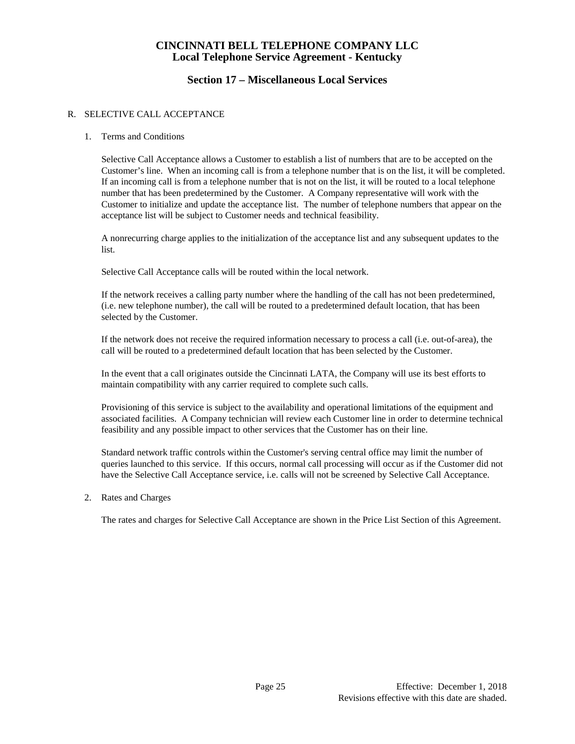# CINCINNATI BELL TELEPHONE COMPANY LLC
## Local Telephone Service Agreement - Kentucky

## Section 17 – Miscellaneous Local Services

R. SELECTIVE CALL ACCEPTANCE

1. Terms and Conditions

   Selective Call Acceptance allows a Customer to establish a list of numbers that are to be accepted on the Customer's line. When an incoming call is from a telephone number that is on the list, it will be completed. If an incoming call is from a telephone number that is not on the list, it will be routed to a local telephone number that has been predetermined by the Customer. A Company representative will work with the Customer to initialize and update the acceptance list. The number of telephone numbers that appear on the acceptance list will be subject to Customer needs and technical feasibility.

   A nonrecurring charge applies to the initialization of the acceptance list and any subsequent updates to the list.

   Selective Call Acceptance calls will be routed within the local network.

   If the network receives a calling party number where the handling of the call has not been predetermined, (i.e. new telephone number), the call will be routed to a predetermined default location, that has been selected by the Customer.

   If the network does not receive the required information necessary to process a call (i.e. out-of-area), the call will be routed to a predetermined default location that has been selected by the Customer.

   In the event that a call originates outside the Cincinnati LATA, the Company will use its best efforts to maintain compatibility with any carrier required to complete such calls.

   Provisioning of this service is subject to the availability and operational limitations of the equipment and associated facilities. A Company technician will review each Customer line in order to determine technical feasibility and any possible impact to other services that the Customer has on their line.

   Standard network traffic controls within the Customer's serving central office may limit the number of queries launched to this service. If this occurs, normal call processing will occur as if the Customer did not have the Selective Call Acceptance service, i.e. calls will not be screened by Selective Call Acceptance.

2. Rates and Charges

   The rates and charges for Selective Call Acceptance are shown in the Price List Section of this Agreement.

Effective: December 1, 2018
Revisions effective with this date are shaded.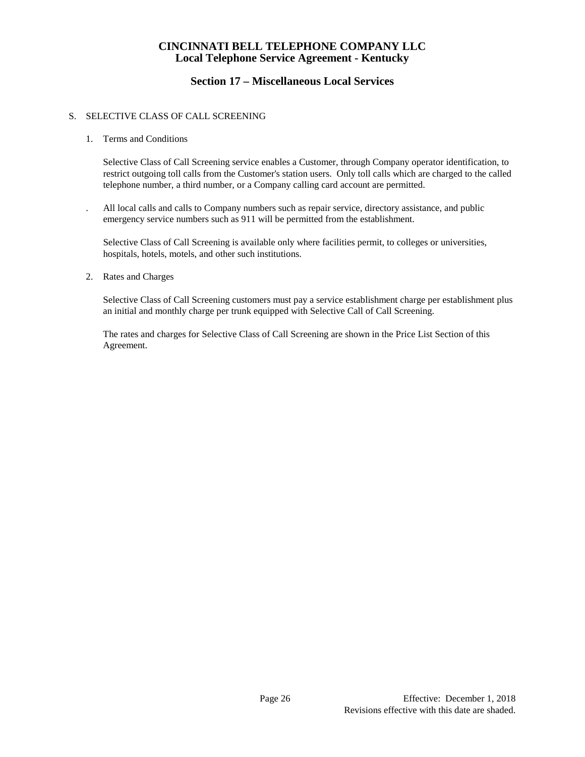# CINCINNATI BELL TELEPHONE COMPANY LLC
## Local Telephone Service Agreement - Kentucky

## Section 17 – Miscellaneous Local Services

S. SELECTIVE CLASS OF CALL SCREENING

1. Terms and Conditions

   Selective Class of Call Screening service enables a Customer, through Company operator identification, to restrict outgoing toll calls from the Customer's station users. Only toll calls which are charged to the called telephone number, a third number, or a Company calling card account are permitted.

   . All local calls and calls to Company numbers such as repair service, directory assistance, and public emergency service numbers such as 911 will be permitted from the establishment.

   Selective Class of Call Screening is available only where facilities permit, to colleges or universities, hospitals, hotels, motels, and other such institutions.

2. Rates and Charges

   Selective Class of Call Screening customers must pay a service establishment charge per establishment plus an initial and monthly charge per trunk equipped with Selective Call of Call Screening.

   The rates and charges for Selective Class of Call Screening are shown in the Price List Section of this Agreement.

Effective: December 1, 2018
Revisions effective with this date are shaded.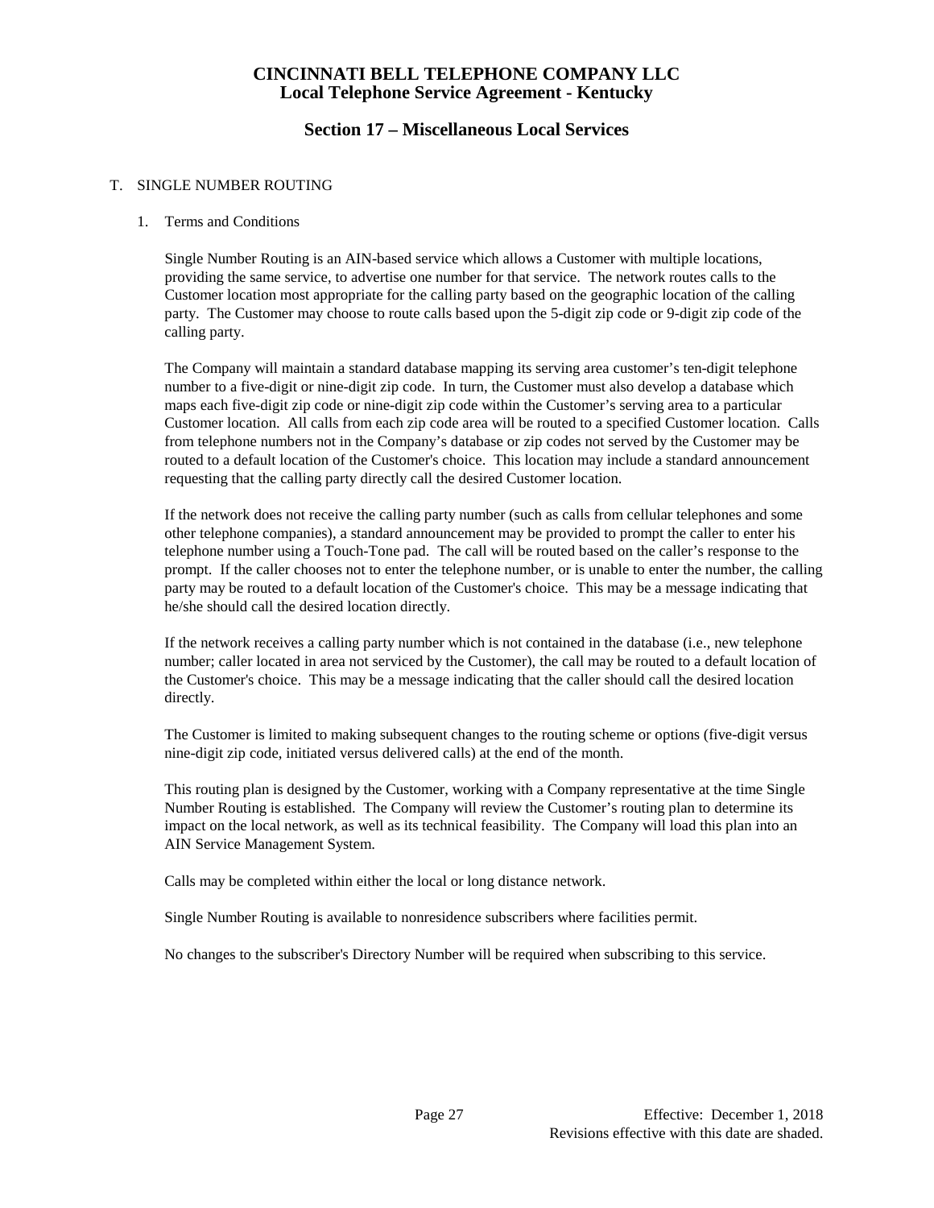# CINCINNATI BELL TELEPHONE COMPANY LLC
## Local Telephone Service Agreement - Kentucky

## Section 17 – Miscellaneous Local Services

T. SINGLE NUMBER ROUTING

1. Terms and Conditions

   Single Number Routing is an AIN-based service which allows a Customer with multiple locations, providing the same service, to advertise one number for that service. The network routes calls to the Customer location most appropriate for the calling party based on the geographic location of the calling party. The Customer may choose to route calls based upon the 5-digit zip code or 9-digit zip code of the calling party.

   The Company will maintain a standard database mapping its serving area customer's ten-digit telephone number to a five-digit or nine-digit zip code. In turn, the Customer must also develop a database which maps each five-digit zip code or nine-digit zip code within the Customer's serving area to a particular Customer location. All calls from each zip code area will be routed to a specified Customer location. Calls from telephone numbers not in the Company's database or zip codes not served by the Customer may be routed to a default location of the Customer's choice. This location may include a standard announcement requesting that the calling party directly call the desired Customer location.

   If the network does not receive the calling party number (such as calls from cellular telephones and some other telephone companies), a standard announcement may be provided to prompt the caller to enter his telephone number using a Touch-Tone pad. The call will be routed based on the caller's response to the prompt. If the caller chooses not to enter the telephone number, or is unable to enter the number, the calling party may be routed to a default location of the Customer's choice. This may be a message indicating that he/she should call the desired location directly.

   If the network receives a calling party number which is not contained in the database (i.e., new telephone number; caller located in area not serviced by the Customer), the call may be routed to a default location of the Customer's choice. This may be a message indicating that the caller should call the desired location directly.

   The Customer is limited to making subsequent changes to the routing scheme or options (five-digit versus nine-digit zip code, initiated versus delivered calls) at the end of the month.

   This routing plan is designed by the Customer, working with a Company representative at the time Single Number Routing is established. The Company will review the Customer's routing plan to determine its impact on the local network, as well as its technical feasibility. The Company will load this plan into an AIN Service Management System.

   Calls may be completed within either the local or long distance network.

   Single Number Routing is available to nonresidence subscribers where facilities permit.

   No changes to the subscriber's Directory Number will be required when subscribing to this service.

Effective: December 1, 2018
Revisions effective with this date are shaded.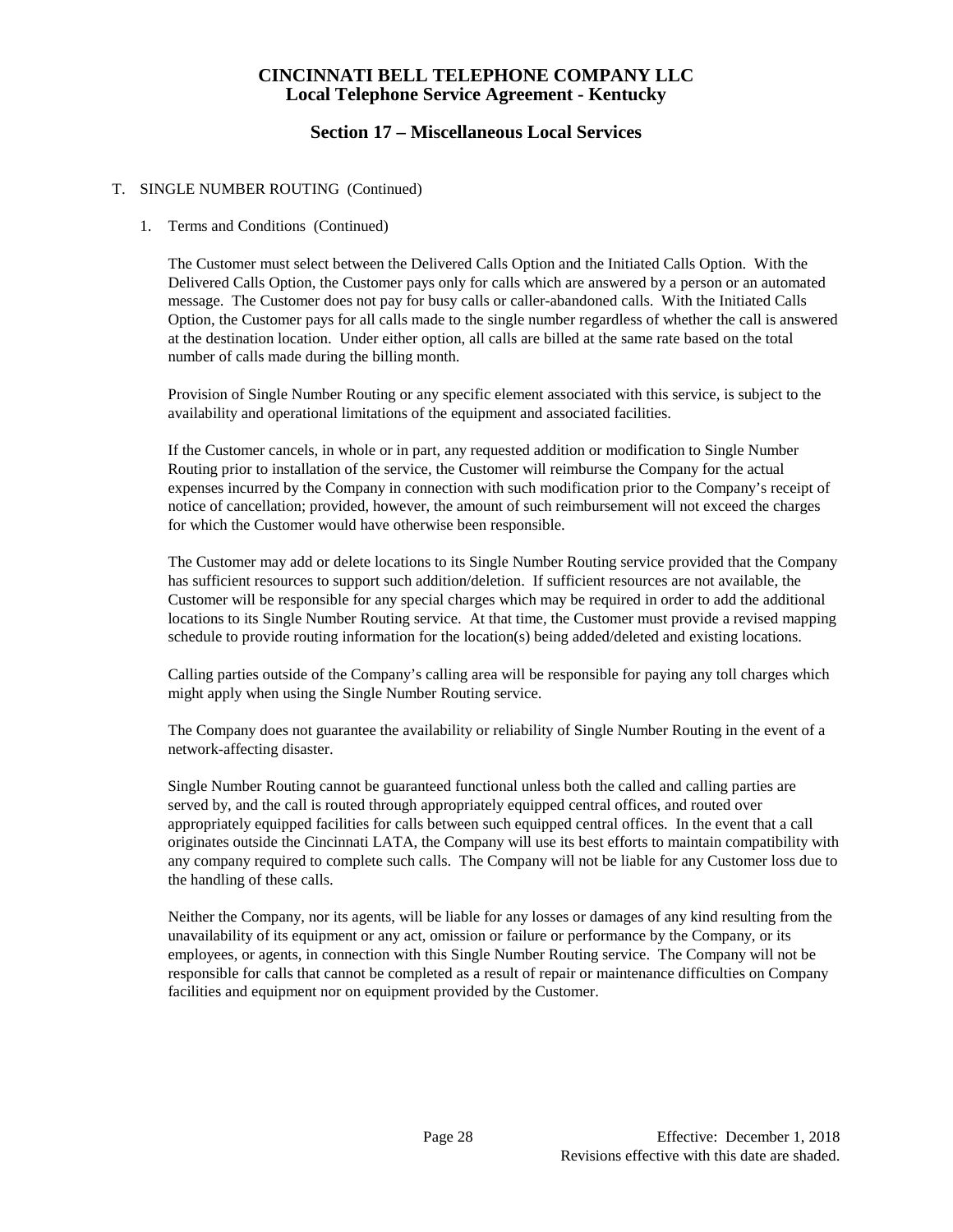# CINCINNATI BELL TELEPHONE COMPANY LLC
## Local Telephone Service Agreement - Kentucky

## Section 17 – Miscellaneous Local Services

T. SINGLE NUMBER ROUTING (Continued)

1. Terms and Conditions (Continued)

   The Customer must select between the Delivered Calls Option and the Initiated Calls Option. With the Delivered Calls Option, the Customer pays only for calls which are answered by a person or an automated message. The Customer does not pay for busy calls or caller-abandoned calls. With the Initiated Calls Option, the Customer pays for all calls made to the single number regardless of whether the call is answered at the destination location. Under either option, all calls are billed at the same rate based on the total number of calls made during the billing month.

   Provision of Single Number Routing or any specific element associated with this service, is subject to the availability and operational limitations of the equipment and associated facilities.

   If the Customer cancels, in whole or in part, any requested addition or modification to Single Number Routing prior to installation of the service, the Customer will reimburse the Company for the actual expenses incurred by the Company in connection with such modification prior to the Company's receipt of notice of cancellation; provided, however, the amount of such reimbursement will not exceed the charges for which the Customer would have otherwise been responsible.

   The Customer may add or delete locations to its Single Number Routing service provided that the Company has sufficient resources to support such addition/deletion. If sufficient resources are not available, the Customer will be responsible for any special charges which may be required in order to add the additional locations to its Single Number Routing service. At that time, the Customer must provide a revised mapping schedule to provide routing information for the location(s) being added/deleted and existing locations.

   Calling parties outside of the Company's calling area will be responsible for paying any toll charges which might apply when using the Single Number Routing service.

   The Company does not guarantee the availability or reliability of Single Number Routing in the event of a network-affecting disaster.

   Single Number Routing cannot be guaranteed functional unless both the called and calling parties are served by, and the call is routed through appropriately equipped central offices, and routed over appropriately equipped facilities for calls between such equipped central offices. In the event that a call originates outside the Cincinnati LATA, the Company will use its best efforts to maintain compatibility with any company required to complete such calls. The Company will not be liable for any Customer loss due to the handling of these calls.

   Neither the Company, nor its agents, will be liable for any losses or damages of any kind resulting from the unavailability of its equipment or any act, omission or failure or performance by the Company, or its employees, or agents, in connection with this Single Number Routing service. The Company will not be responsible for calls that cannot be completed as a result of repair or maintenance difficulties on Company facilities and equipment nor on equipment provided by the Customer.

Effective: December 1, 2018
Revisions effective with this date are shaded.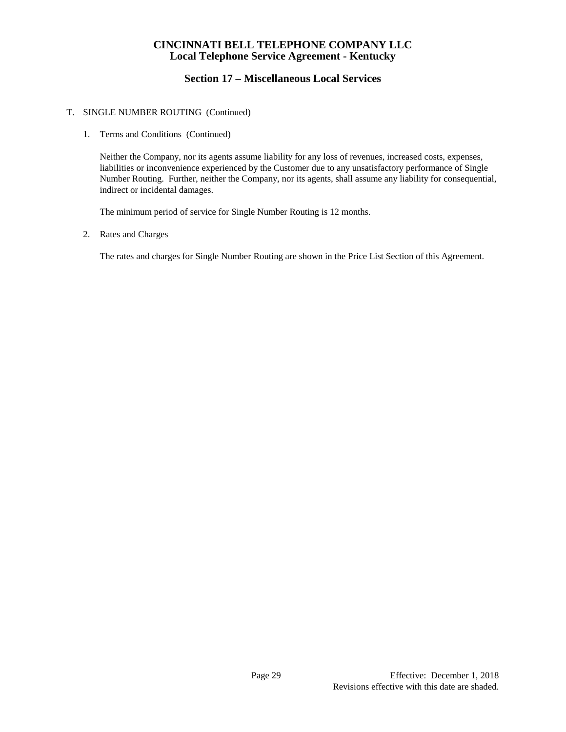T. SINGLE NUMBER ROUTING (Continued)

1. Terms and Conditions (Continued)

   Neither the Company, nor its agents assume liability for any loss of revenues, increased costs, expenses, liabilities or inconvenience experienced by the Customer due to any unsatisfactory performance of Single Number Routing. Further, neither the Company, nor its agents, shall assume any liability for consequential, indirect or incidental damages.

   The minimum period of service for Single Number Routing is 12 months.

2. Rates and Charges

   The rates and charges for Single Number Routing are shown in the Price List Section of this Agreement.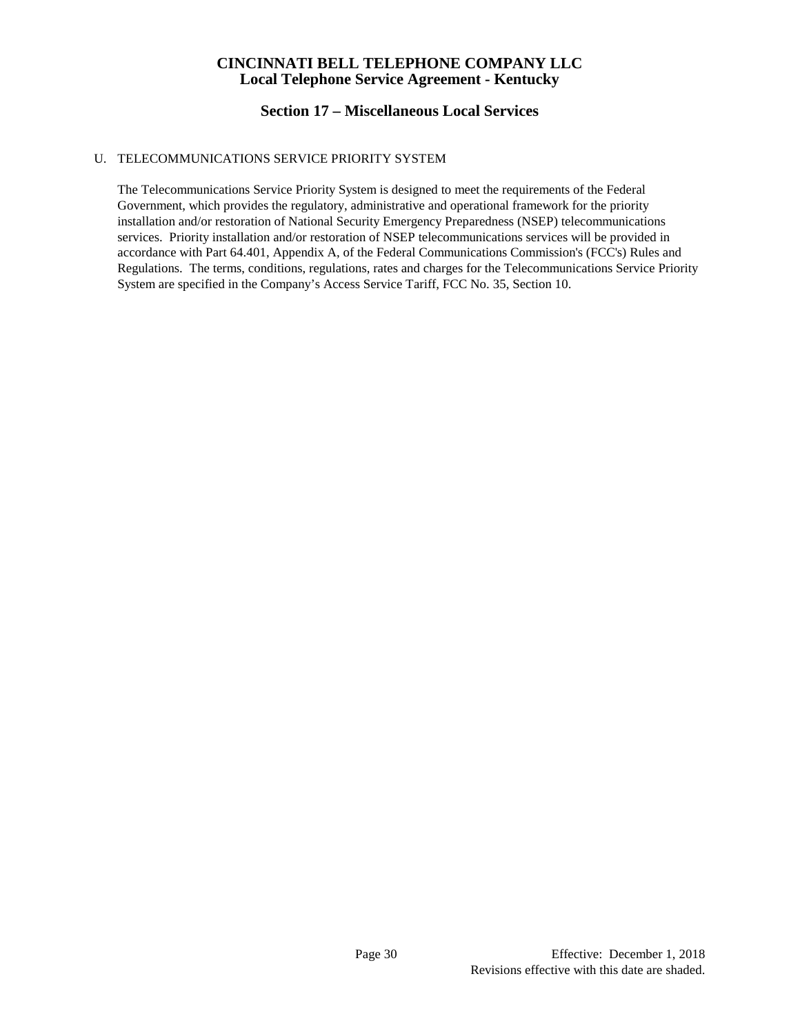## U. TELECOMMUNICATIONS SERVICE PRIORITY SYSTEM

The Telecommunications Service Priority System is designed to meet the requirements of the Federal Government, which provides the regulatory, administrative and operational framework for the priority installation and/or restoration of National Security Emergency Preparedness (NSEP) telecommunications services. Priority installation and/or restoration of NSEP telecommunications services will be provided in accordance with Part 64.401, Appendix A, of the Federal Communications Commission's (FCC's) Rules and Regulations. The terms, conditions, regulations, rates and charges for the Telecommunications Service Priority System are specified in the Company's Access Service Tariff, FCC No. 35, Section 10.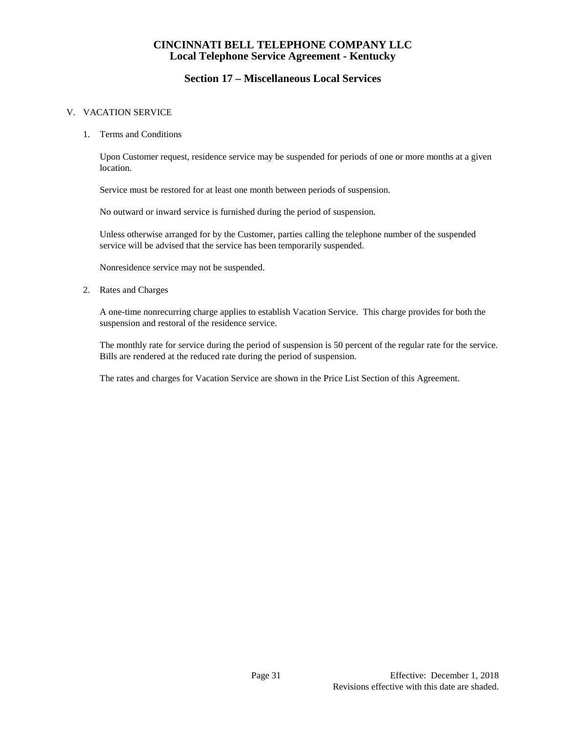# CINCINNATI BELL TELEPHONE COMPANY LLC
## Local Telephone Service Agreement - Kentucky

## Section 17 – Miscellaneous Local Services

V. VACATION SERVICE

1. Terms and Conditions

   Upon Customer request, residence service may be suspended for periods of one or more months at a given location.

   Service must be restored for at least one month between periods of suspension.

   No outward or inward service is furnished during the period of suspension.

   Unless otherwise arranged for by the Customer, parties calling the telephone number of the suspended service will be advised that the service has been temporarily suspended.

   Nonresidence service may not be suspended.

2. Rates and Charges

   A one-time nonrecurring charge applies to establish Vacation Service. This charge provides for both the suspension and restoral of the residence service.

   The monthly rate for service during the period of suspension is 50 percent of the regular rate for the service. Bills are rendered at the reduced rate during the period of suspension.

   The rates and charges for Vacation Service are shown in the Price List Section of this Agreement.

Effective: December 1, 2018
Revisions effective with this date are shaded.